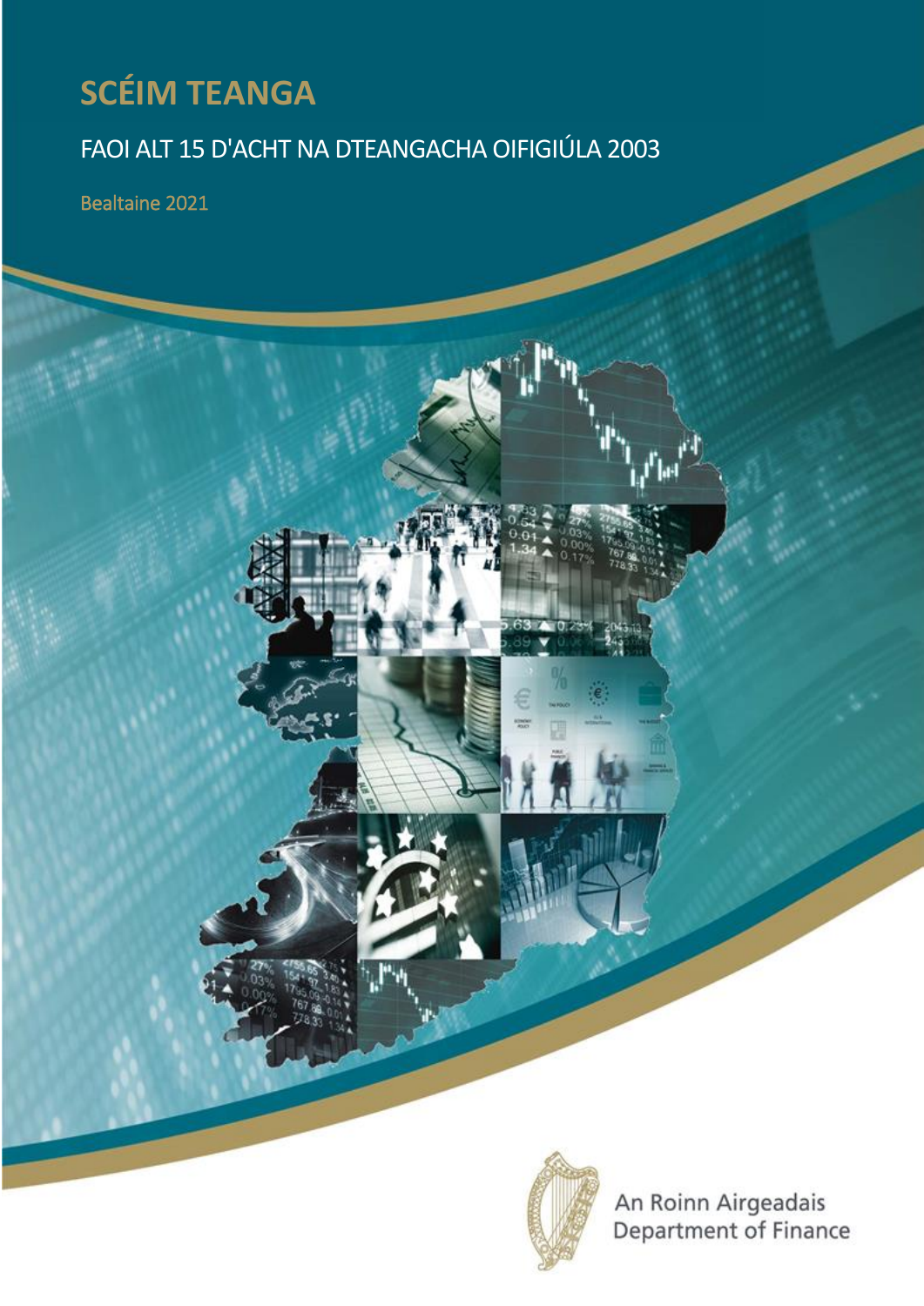# SCÉIM TEANGA

## FAOI ALT 15 D'ACHT NA DTEANGACHA OIFIGIÚLA 2003

Bealtaine 2021

An Roinn Airgeadais
Department of Finance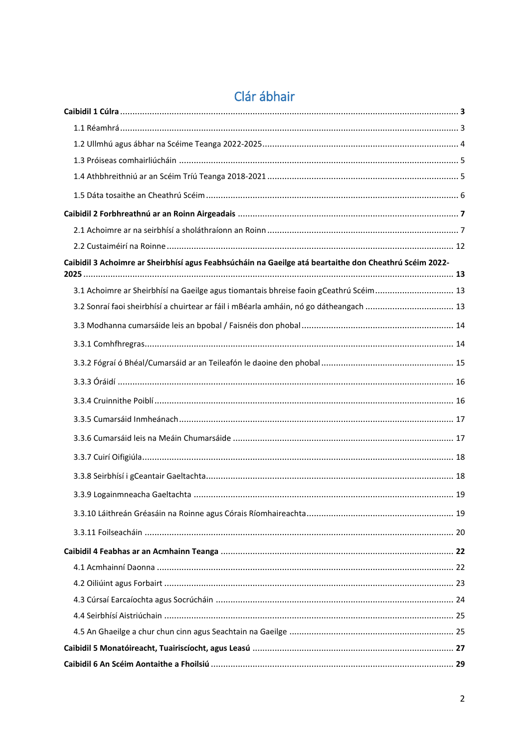# Clár ábhair

**Caibidil 1 Cúlra** .......... **3**

- 1.1 Réamhrá .......... 3
- 1.2 Ullmhú agus ábhar na Scéime Teanga 2022-2025 .......... 4
- 1.3 Próiseas comhairliúcháin .......... 5
- 1.4 Athbhreithniú ar an Scéim Tríú Teanga 2018-2021 .......... 5
- 1.5 Dáta tosaithe an Cheathrú Scéim .......... 6

**Caibidil 2 Forbhreathnú ar an Roinn Airgeadais** .......... **7**

- 2.1 Achoimre ar na seirbhísí a sholáthraíonn an Roinn .......... 7
- 2.2 Custaiméirí na Roinne .......... 12

**Caibidil 3 Achoimre ar Sheirbhísí agus Feabhsúcháin na Gaeilge atá beartaithe don Cheathrú Scéim 2022-2025** .......... **13**

- 3.1 Achoimre ar Sheirbhísí na Gaeilge agus tiomantais bhreise faoin gCeathrú Scéim .......... 13
- 3.2 Sonraí faoi sheirbhísí a chuirtear ar fáil i mBéarla amháin, nó go dátheangach .......... 13
- 3.3 Modhanna cumarsáide leis an bpobal / Faisnéis don phobal .......... 14
- 3.3.1 Comhfhregras .......... 14
- 3.3.2 Fógraí ó Bhéal/Cumarsáid ar an Teileafón le daoine den phobal .......... 15
- 3.3.3 Óráidí .......... 16
- 3.3.4 Cruinnithe Poiblí .......... 16
- 3.3.5 Cumarsáid Inmheánach .......... 17
- 3.3.6 Cumarsáid leis na Meáin Chumarsáide .......... 17
- 3.3.7 Cuirí Oifigiúla .......... 18
- 3.3.8 Seirbhísí i gCeantair Gaeltachta .......... 18
- 3.3.9 Logainmneacha Gaeltachta .......... 19
- 3.3.10 Láithreán Gréasáin na Roinne agus Córais Ríomhaireachta .......... 19
- 3.3.11 Foilseacháin .......... 20

**Caibidil 4 Feabhas ar an Acmhainn Teanga** .......... **22**

- 4.1 Acmhainní Daonna .......... 22
- 4.2 Oiliúint agus Forbairt .......... 23
- 4.3 Cúrsaí Earcaíochta agus Socrúcháin .......... 24
- 4.4 Seirbhísí Aistriúchain .......... 25
- 4.5 An Ghaeilge a chur chun cinn agus Seachtain na Gaeilge .......... 25

**Caibidil 5 Monatóireacht, Tuairiscíocht, agus Leasú** .......... **27**

**Caibidil 6 An Scéim Aontaithe a Fhoilsiú** .......... **29**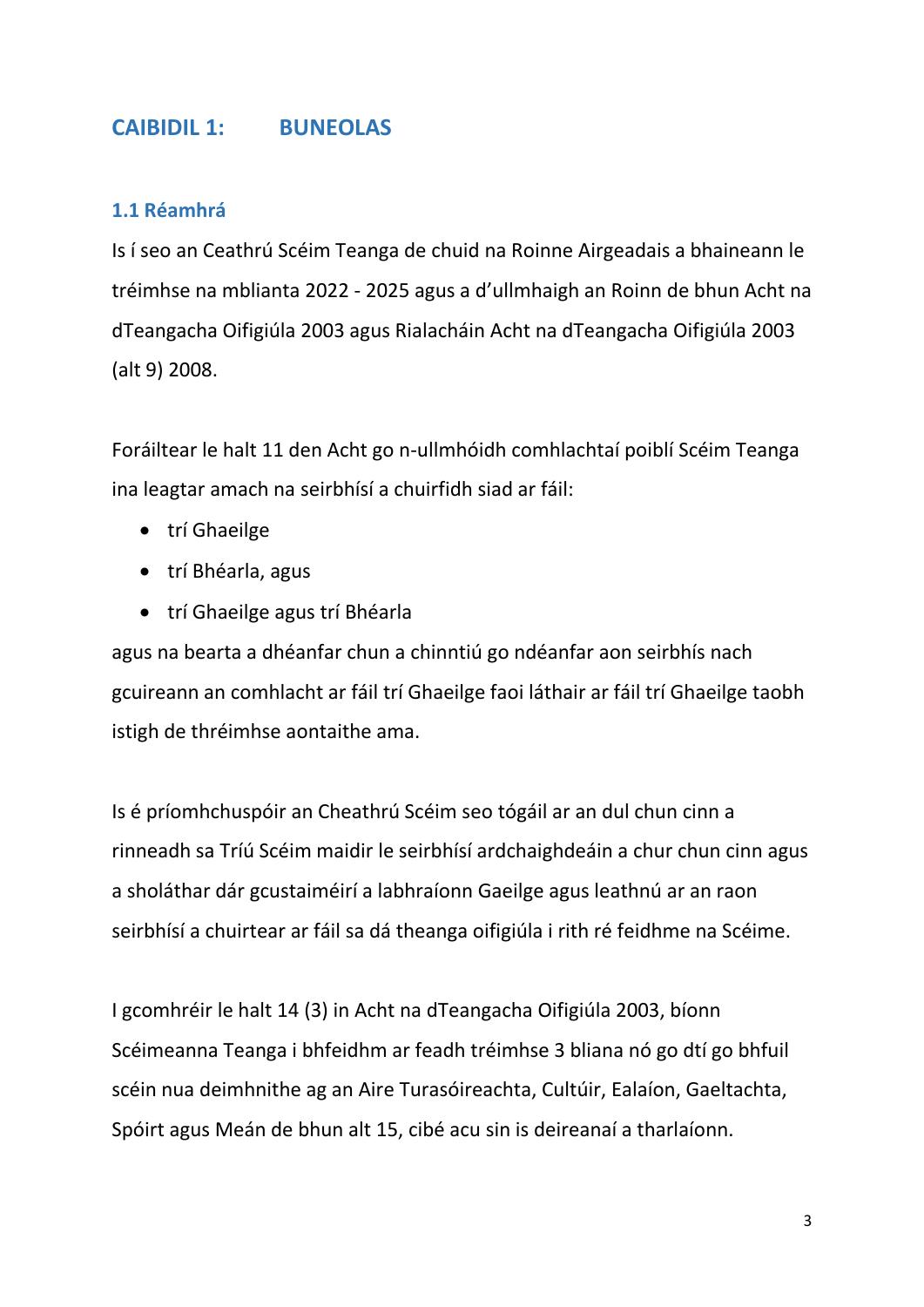## CAIBIDIL 1: BUNEOLAS

### 1.1 Réamhrá

Is í seo an Ceathrú Scéim Teanga de chuid na Roinne Airgeadais a bhaineann le tréimhse na mblianta 2022 - 2025 agus a d'ullmhaigh an Roinn de bhun Acht na dTeangacha Oifigiúla 2003 agus Rialacháin Acht na dTeangacha Oifigiúla 2003 (alt 9) 2008.

Foráiltear le halt 11 den Acht go n-ullmhóidh comhlachtaí poiblí Scéim Teanga ina leagtar amach na seirbhísí a chuirfidh siad ar fáil:

- trí Ghaeilge
- trí Bhéarla, agus
- trí Ghaeilge agus trí Bhéarla

agus na bearta a dhéanfar chun a chinntiú go ndéanfar aon seirbhís nach gcuireann an comhlacht ar fáil trí Ghaeilge faoi láthair ar fáil trí Ghaeilge taobh istigh de thréimhse aontaithe ama.

Is é príomhchuspóir an Cheathrú Scéim seo tógáil ar an dul chun cinn a rinneadh sa Tríú Scéim maidir le seirbhísí ardchaighdeáin a chur chun cinn agus a sholáthar dár gcustaiméirí a labhraíonn Gaeilge agus leathnú ar an raon seirbhísí a chuirtear ar fáil sa dá theanga oifigiúla i rith ré feidhme na Scéime.

I gcomhréir le halt 14 (3) in Acht na dTeangacha Oifigiúla 2003, bíonn Scéimeanna Teanga i bhfeidhm ar feadh tréimhse 3 bliana nó go dtí go bhfuil scéin nua deimhnithe ag an Aire Turasóireachta, Cultúir, Ealaíon, Gaeltachta, Spóirt agus Meán de bhun alt 15, cibé acu sin is deireanaí a tharlaíonn.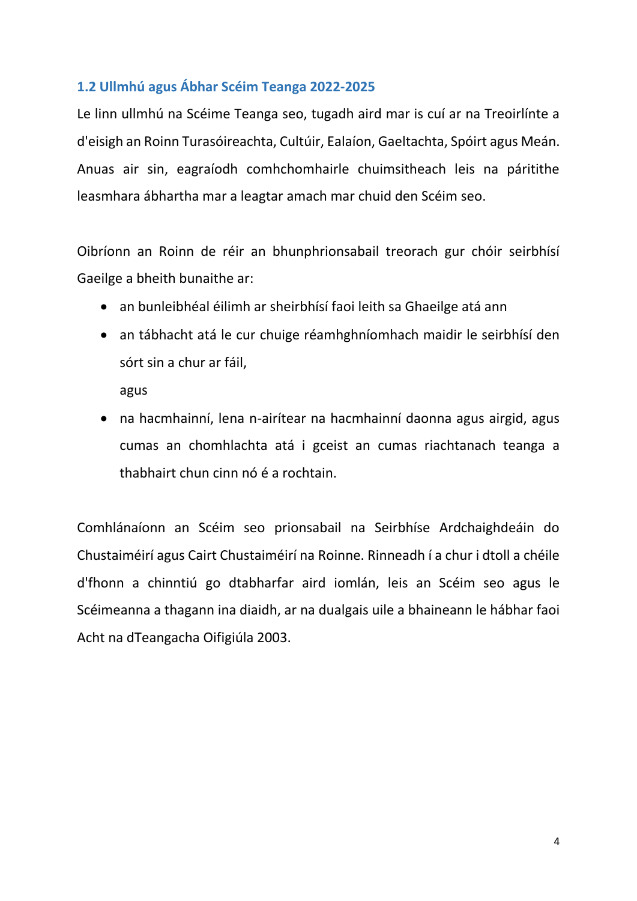## 1.2 Ullmhú agus Ábhar Scéim Teanga 2022-2025

Le linn ullmhú na Scéime Teanga seo, tugadh aird mar is cuí ar na Treoirlínte a d'eisigh an Roinn Turasóireachta, Cultúir, Ealaíon, Gaeltachta, Spóirt agus Meán. Anuas air sin, eagraíodh comhchomhairle chuimsitheach leis na páirtithe leasmhara ábhartha mar a leagtar amach mar chuid den Scéim seo.

Oibríonn an Roinn de réir an bhunphrionsabail treorach gur chóir seirbhísí Gaeilge a bheith bunaithe ar:

- an bunleibhéal éilimh ar sheirbhísí faoi leith sa Ghaeilge atá ann
- an tábhacht atá le cur chuige réamhghníomhach maidir le seirbhísí den sórt sin a chur ar fáil,

  agus
- na hacmhainní, lena n-airítear na hacmhainní daonna agus airgid, agus cumas an chomhlachta atá i gceist an cumas riachtanach teanga a thabhairt chun cinn nó é a rochtain.

Comhlánaíonn an Scéim seo prionsabail na Seirbhíse Ardchaighdeáin do Chustaiméirí agus Cairt Chustaiméirí na Roinne. Rinneadh í a chur i dtoll a chéile d'fhonn a chinntiú go dtabharfar aird iomlán, leis an Scéim seo agus le Scéimeanna a thagann ina diaidh, ar na dualgais uile a bhaineann le hábhar faoi Acht na dTeangacha Oifigiúla 2003.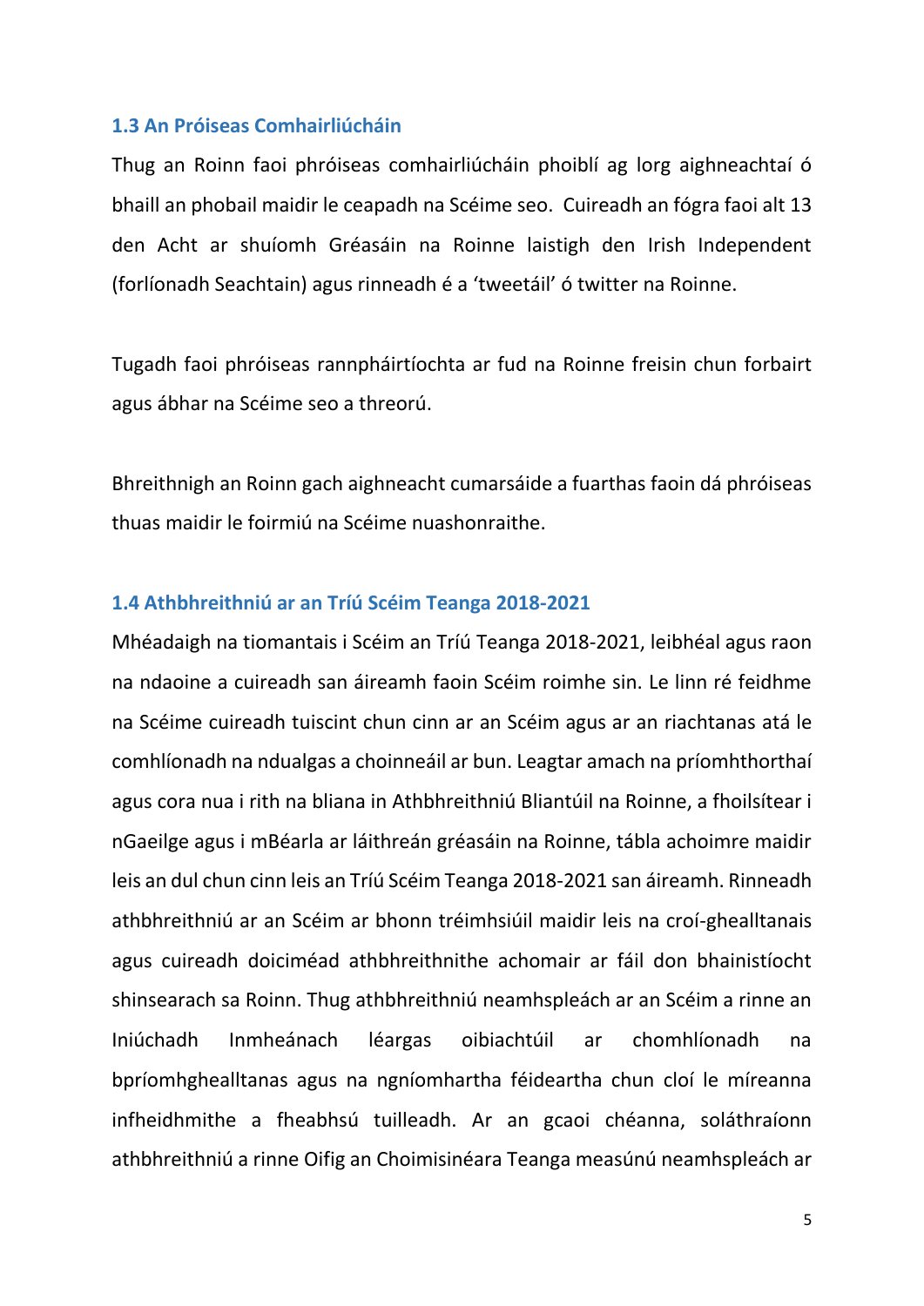### 1.3 An Próiseas Comhairliúcháin

Thug an Roinn faoi phróiseas comhairliúcháin phoiblí ag lorg aighneachtaí ó bhaill an phobail maidir le ceapadh na Scéime seo. Cuireadh an fógra faoi alt 13 den Acht ar shuíomh Gréasáin na Roinne laistigh den Irish Independent (forlíonadh Seachtain) agus rinneadh é a 'tweetáil' ó twitter na Roinne.

Tugadh faoi phróiseas rannpháirtíochta ar fud na Roinne freisin chun forbairt agus ábhar na Scéime seo a threorú.

Bhreithnigh an Roinn gach aighneacht cumarsáide a fuarthas faoin dá phróiseas thuas maidir le foirmiú na Scéime nuashonraithe.

### 1.4 Athbhreithniú ar an Tríú Scéim Teanga 2018-2021

Mhéadaigh na tiomantais i Scéim an Tríú Teanga 2018-2021, leibhéal agus raon na ndaoine a cuireadh san áireamh faoin Scéim roimhe sin. Le linn ré feidhme na Scéime cuireadh tuiscint chun cinn ar an Scéim agus ar an riachtanas atá le comhlíonadh na ndualgas a choinneáil ar bun. Leagtar amach na príomhthorthaí agus cora nua i rith na bliana in Athbhreithniú Bliantúil na Roinne, a fhoilsítear i nGaeilge agus i mBéarla ar láithreán gréasáin na Roinne, tábla achoimre maidir leis an dul chun cinn leis an Tríú Scéim Teanga 2018-2021 san áireamh. Rinneadh athbhreithniú ar an Scéim ar bhonn tréimhsiúil maidir leis na croí-ghealltanais agus cuireadh doiciméad athbhreithnithe achomair ar fáil don bhainistíocht shinsearach sa Roinn. Thug athbhreithniú neamhspleách ar an Scéim a rinne an Iniúchadh Inmheánach léargas oibiachtúil ar chomhlíonadh na bpríomhghealltanas agus na ngníomhartha féideartha chun cloí le míreanna infheidhmithe a fheabhsú tuilleadh. Ar an gcaoi chéanna, soláthraíonn athbhreithniú a rinne Oifig an Choimisinéara Teanga measúnú neamhspleách ar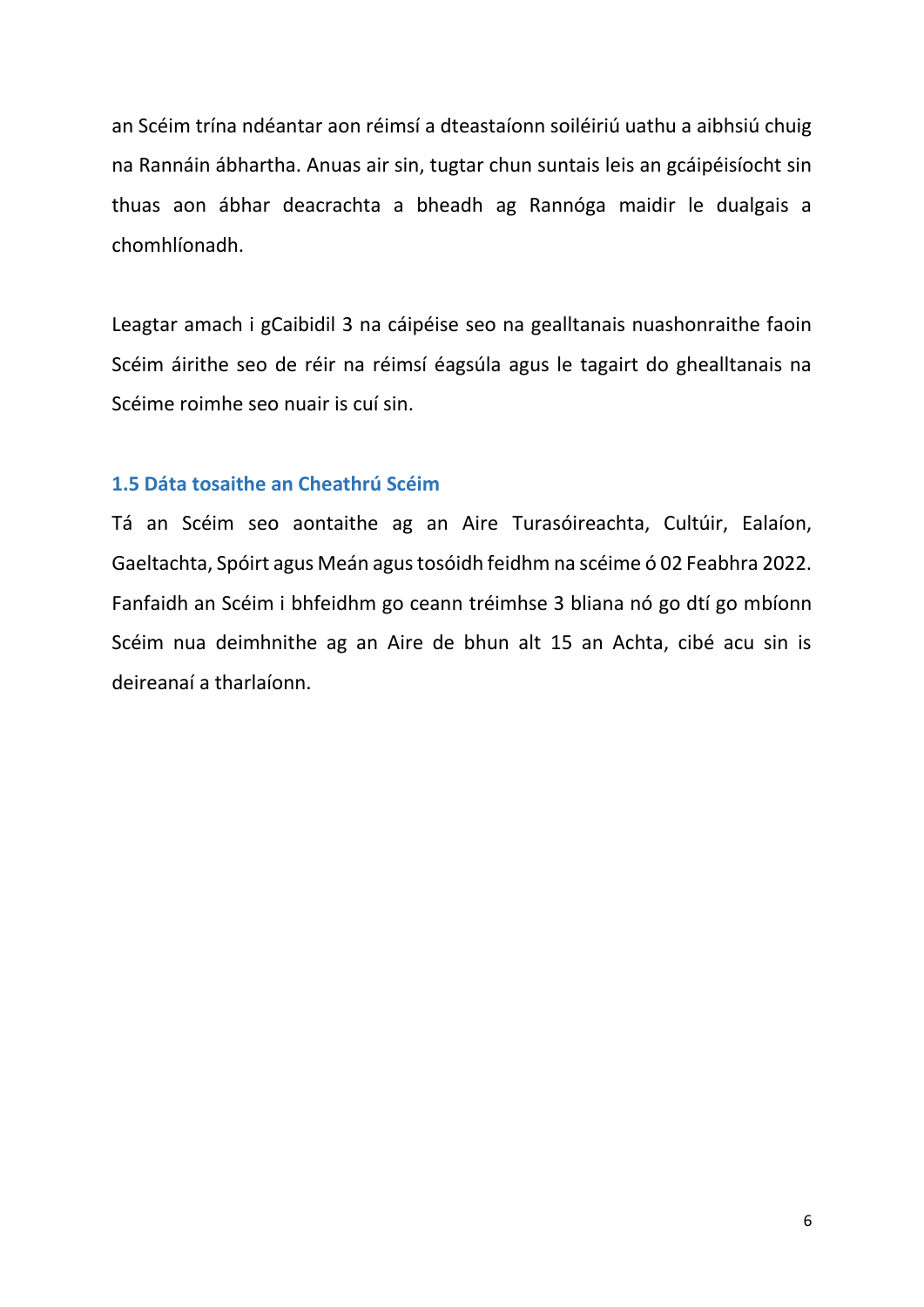an Scéim trína ndéantar aon réimsí a dteastaíonn soiléiriú uathu a aibhsiú chuig na Rannáin ábhartha. Anuas air sin, tugtar chun suntais leis an gcáipéisíocht sin thuas aon ábhar deacrachta a bheadh ag Rannóga maidir le dualgais a chomhlíonadh.

Leagtar amach i gCaibidil 3 na cáipéise seo na gealltanais nuashonraithe faoin Scéim áirithe seo de réir na réimsí éagsúla agus le tagairt do ghealltanais na Scéime roimhe seo nuair is cuí sin.

### 1.5 Dáta tosaithe an Cheathrú Scéim

Tá an Scéim seo aontaithe ag an Aire Turasóireachta, Cultúir, Ealaíon, Gaeltachta, Spóirt agus Meán agus tosóidh feidhm na scéime ó 02 Feabhra 2022. Fanfaidh an Scéim i bhfeidhm go ceann tréimhse 3 bliana nó go dtí go mbíonn Scéim nua deimhnithe ag an Aire de bhun alt 15 an Achta, cibé acu sin is deireanaí a tharlaíonn.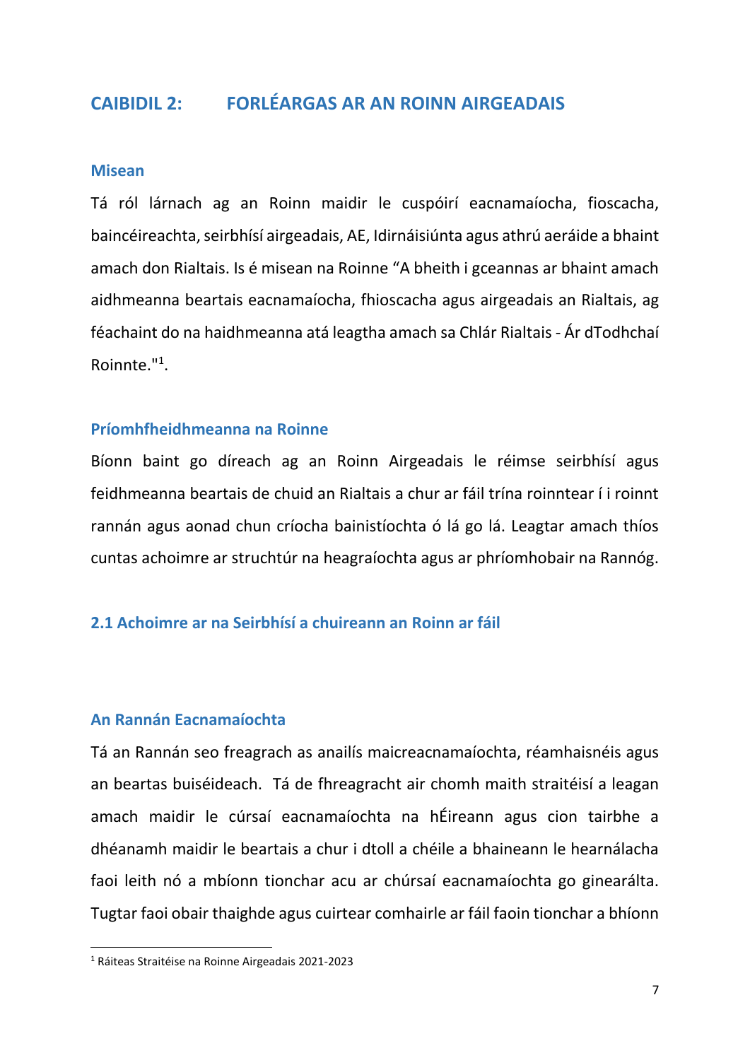# CAIBIDIL 2: FORLÉARGAS AR AN ROINN AIRGEADAIS

## Misean

Tá ról lárnach ag an Roinn maidir le cuspóirí eacnamaíocha, fioscacha, baincéireachta, seirbhísí airgeadais, AE, Idirnáisiúnta agus athrú aeráide a bhaint amach don Rialtais. Is é misean na Roinne "A bheith i gceannas ar bhaint amach aidhmeanna beartais eacnamaíocha, fhioscacha agus airgeadais an Rialtais, ag féachaint do na haidhmeanna atá leagtha amach sa Chlár Rialtais - Ár dTodhchaí Roinnte."[1].

## Príomhfheidhmeanna na Roinne

Bíonn baint go díreach ag an Roinn Airgeadais le réimse seirbhísí agus feidhmeanna beartais de chuid an Rialtais a chur ar fáil trína roinntear í i roinnt rannán agus aonad chun críocha bainistíochta ó lá go lá. Leagtar amach thíos cuntas achoimre ar struchtúr na heagraíochta agus ar phríomhobair na Rannóg.

## 2.1 Achoimre ar na Seirbhísí a chuireann an Roinn ar fáil

### An Rannán Eacnamaíochta

Tá an Rannán seo freagrach as anailís maicreacnamaíochta, réamhaisnéis agus an beartas buiséideach. Tá de fhreagracht air chomh maith straitéisí a leagan amach maidir le cúrsaí eacnamaíochta na hÉireann agus cion tairbhe a dhéanamh maidir le beartais a chur i dtoll a chéile a bhaineann le hearnálacha faoi leith nó a mbíonn tionchar acu ar chúrsaí eacnamaíochta go ginearálta. Tugtar faoi obair thaighde agus cuirtear comhairle ar fáil faoin tionchar a bhíonn

[1] Ráiteas Straitéise na Roinne Airgeadais 2021-2023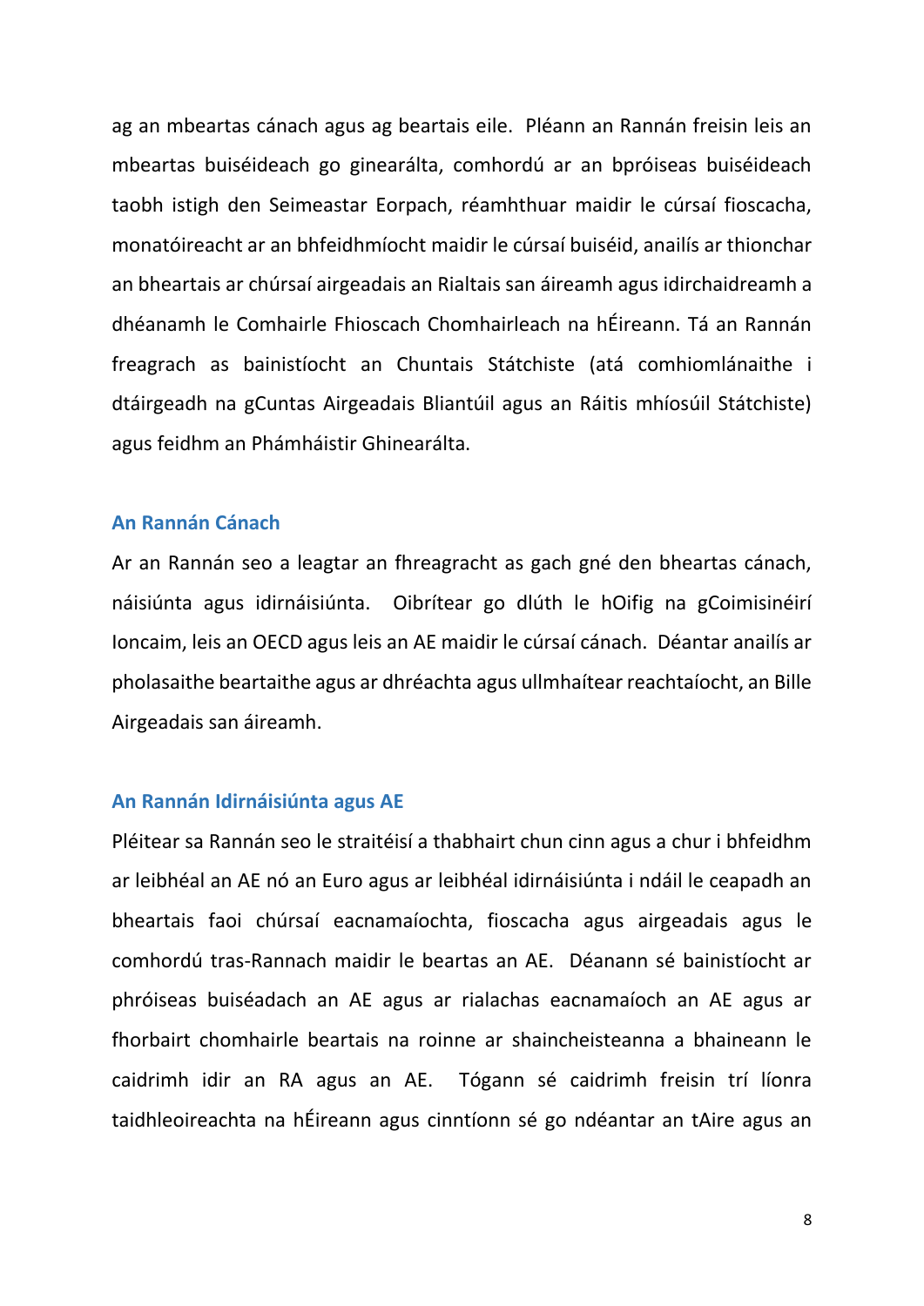ag an mbeartas cánach agus ag beartais eile. Pléann an Rannán freisin leis an mbeartas buiséideach go ginearálta, comhordú ar an bpróiseas buiséideach taobh istigh den Seimeastar Eorpach, réamhthuar maidir le cúrsaí fioscacha, monatóireacht ar an bhfeidhmíocht maidir le cúrsaí buiséid, anailís ar thionchar an bheartais ar chúrsaí airgeadais an Rialtais san áireamh agus idirchaidreamh a dhéanamh le Comhairle Fhioscach Chomhairleach na hÉireann. Tá an Rannán freagrach as bainistíocht an Chuntais Státchiste (atá comhiomlánaithe i dtáirgeadh na gCuntas Airgeadais Bliantúil agus an Ráitis mhíosúil Státchiste) agus feidhm an Phámháistir Ghinearálta.

### An Rannán Cánach

Ar an Rannán seo a leagtar an fhreagracht as gach gné den bheartas cánach, náisiúnta agus idirnáisiúnta. Oibrítear go dlúth le hOifig na gCoimisinéirí Ioncaim, leis an OECD agus leis an AE maidir le cúrsaí cánach. Déantar anailís ar pholasaithe beartaithe agus ar dhréachta agus ullmhaítear reachtaíocht, an Bille Airgeadais san áireamh.

### An Rannán Idirnáisiúnta agus AE

Pléitear sa Rannán seo le straitéisí a thabhairt chun cinn agus a chur i bhfeidhm ar leibhéal an AE nó an Euro agus ar leibhéal idirnáisiúnta i ndáil le ceapadh an bheartais faoi chúrsaí eacnamaíochta, fioscacha agus airgeadais agus le comhordú tras-Rannach maidir le beartas an AE. Déanann sé bainistíocht ar phróiseas buiséadach an AE agus ar rialachas eacnamaíoch an AE agus ar fhorbairt chomhairle beartais na roinne ar shaincheisteanna a bhaineann le caidrimh idir an RA agus an AE. Tógann sé caidrimh freisin trí líonra taidhleoireachta na hÉireann agus cinntíonn sé go ndéantar an tAire agus an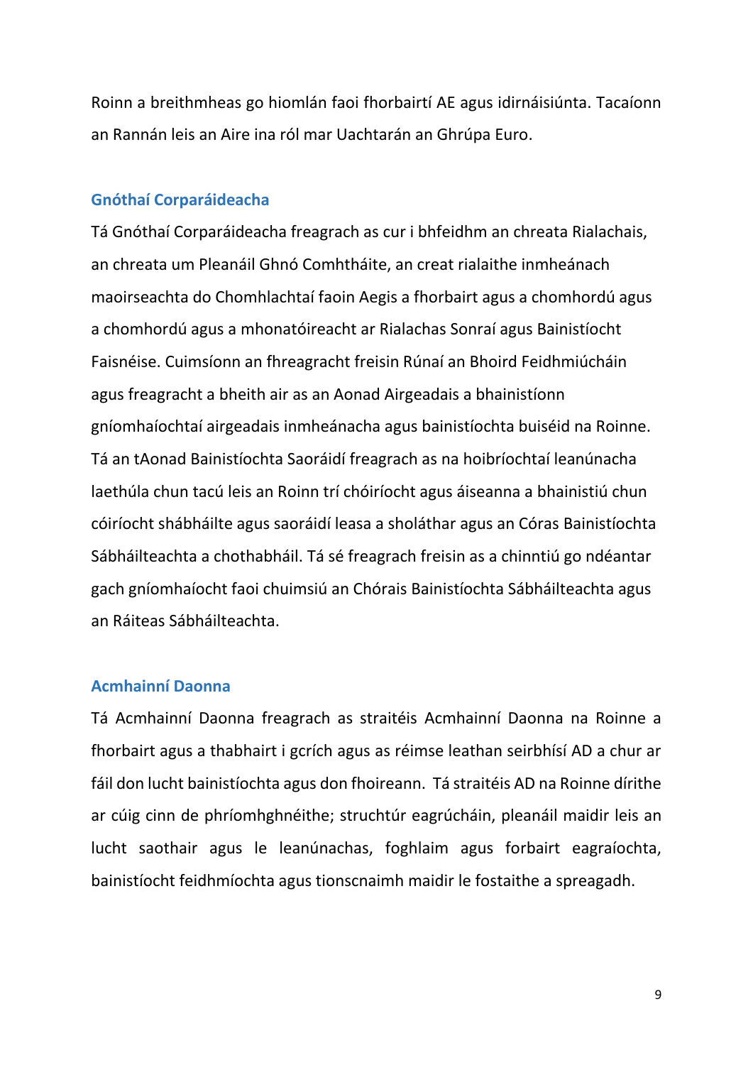Roinn a breithmheas go hiomlán faoi fhorbairtí AE agus idirnáisiúnta. Tacaíonn an Rannán leis an Aire ina ról mar Uachtarán an Ghrúpa Euro.

### Gnóthaí Corparáideacha

Tá Gnóthaí Corparáideacha freagrach as cur i bhfeidhm an chreata Rialachais, an chreata um Pleanáil Ghnó Comhtháite, an creat rialaithe inmheánach maoirseachta do Chomhlachtaí faoin Aegis a fhorbairt agus a chomhordú agus a chomhordú agus a mhonatóireacht ar Rialachas Sonraí agus Bainistíocht Faisnéise. Cuimsíonn an fhreagracht freisin Rúnaí an Bhoird Feidhmiúcháin agus freagracht a bheith air as an Aonad Airgeadais a bhainistíonn gníomhaíochtaí airgeadais inmheánacha agus bainistíochta buiséid na Roinne. Tá an tAonad Bainistíochta Saoráidí freagrach as na hoibríochtaí leanúnacha laethúla chun tacú leis an Roinn trí chóiríocht agus áiseanna a bhainistiú chun cóiríocht shábháilte agus saoráidí leasa a sholáthar agus an Córas Bainistíochta Sábháilteachta a chothabháil. Tá sé freagrach freisin as a chinntiú go ndéantar gach gníomhaíocht faoi chuimsiú an Chórais Bainistíochta Sábháilteachta agus an Ráiteas Sábháilteachta.

### Acmhainní Daonna

Tá Acmhainní Daonna freagrach as straitéis Acmhainní Daonna na Roinne a fhorbairt agus a thabhairt i gcrích agus as réimse leathan seirbhísí AD a chur ar fáil don lucht bainistíochta agus don fhoireann. Tá straitéis AD na Roinne dírithe ar cúig cinn de phríomhghnéithe; struchtúr eagrúcháin, pleanáil maidir leis an lucht saothair agus le leanúnachas, foghlaim agus forbairt eagraíochta, bainistíocht feidhmíochta agus tionscnaimh maidir le fostaithe a spreagadh.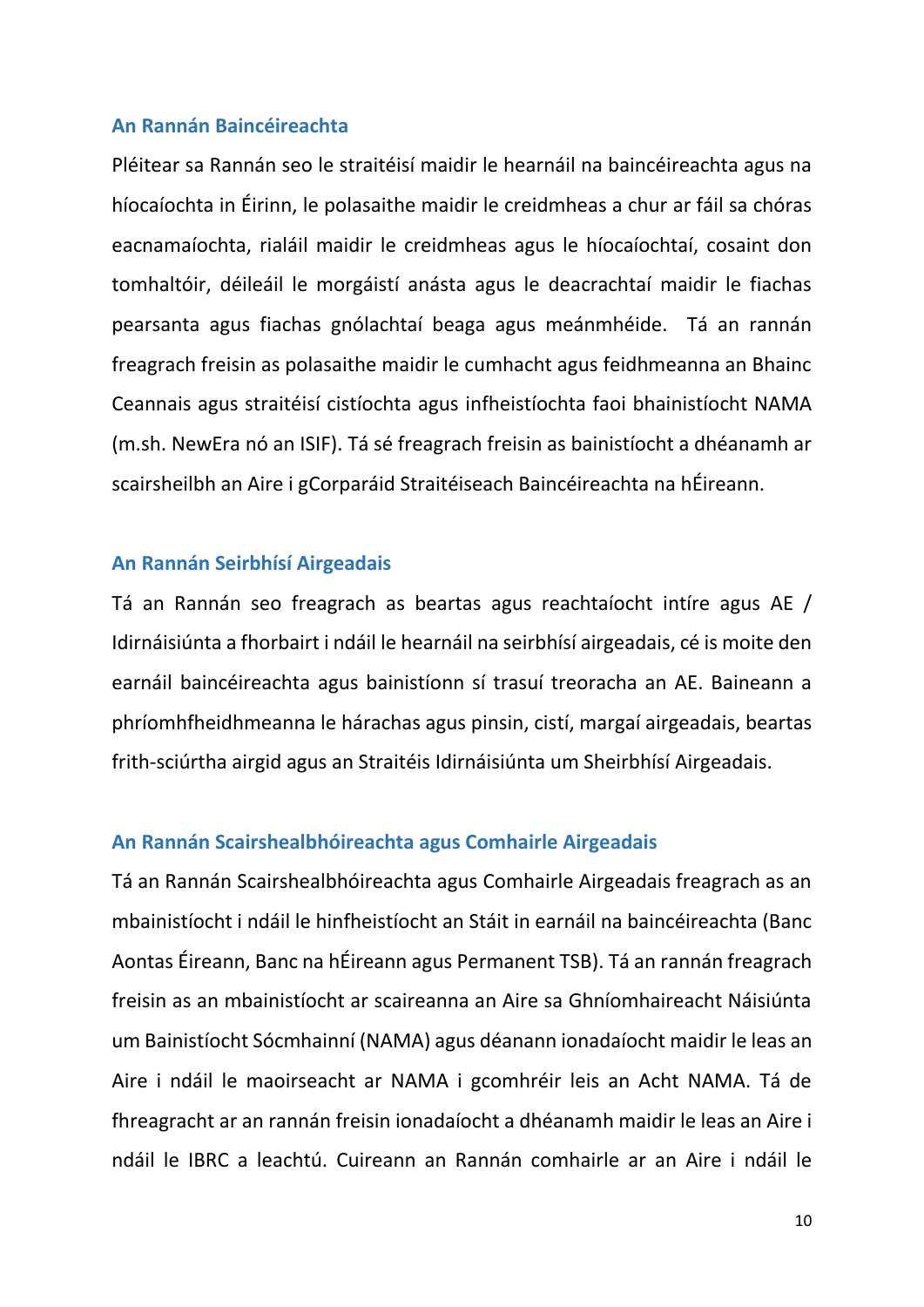### An Rannán Baincéireachta

Pléitear sa Rannán seo le straitéisí maidir le hearnáil na baincéireachta agus na híocaíochta in Éirinn, le polasaithe maidir le creidmheas a chur ar fáil sa chóras eacnamaíochta, rialáil maidir le creidmheas agus le híocaíochtaí, cosaint don tomhaltóir, déileáil le morgáistí anásta agus le deacrachtaí maidir le fiachas pearsanta agus fiachas gnólachtaí beaga agus meánmhéide. Tá an rannán freagrach freisin as polasaithe maidir le cumhacht agus feidhmeanna an Bhainc Ceannais agus straitéisí cistíochta agus infheistíochta faoi bhainistíocht NAMA (m.sh. NewEra nó an ISIF). Tá sé freagrach freisin as bainistíocht a dhéanamh ar scairsheilbh an Aire i gCorparáid Straitéiseach Baincéireachta na hÉireann.

### An Rannán Seirbhísí Airgeadais

Tá an Rannán seo freagrach as beartas agus reachtaíocht intíre agus AE / Idirnáisiúnta a fhorbairt i ndáil le hearnáil na seirbhísí airgeadais, cé is moite den earnáil baincéireachta agus bainistíonn sí trasuí treoracha an AE. Baineann a phríomhfheidhmeanna le hárachas agus pinsin, cistí, margaí airgeadais, beartas frith-sciúrtha airgid agus an Straitéis Idirnáisiúnta um Sheirbhísí Airgeadais.

### An Rannán Scairshealbhóireachta agus Comhairle Airgeadais

Tá an Rannán Scairshealbhóireachta agus Comhairle Airgeadais freagrach as an mbainistíocht i ndáil le hinfheistíocht an Stáit in earnáil na baincéireachta (Banc Aontas Éireann, Banc na hÉireann agus Permanent TSB). Tá an rannán freagrach freisin as an mbainistíocht ar scaireanna an Aire sa Ghníomhaireacht Náisiúnta um Bainistíocht Sócmhainní (NAMA) agus déanann ionadaíocht maidir le leas an Aire i ndáil le maoirseacht ar NAMA i gcomhréir leis an Acht NAMA. Tá de fhreagracht ar an rannán freisin ionadaíocht a dhéanamh maidir le leas an Aire i ndáil le IBRC a leachtú. Cuireann an Rannán comhairle ar an Aire i ndáil le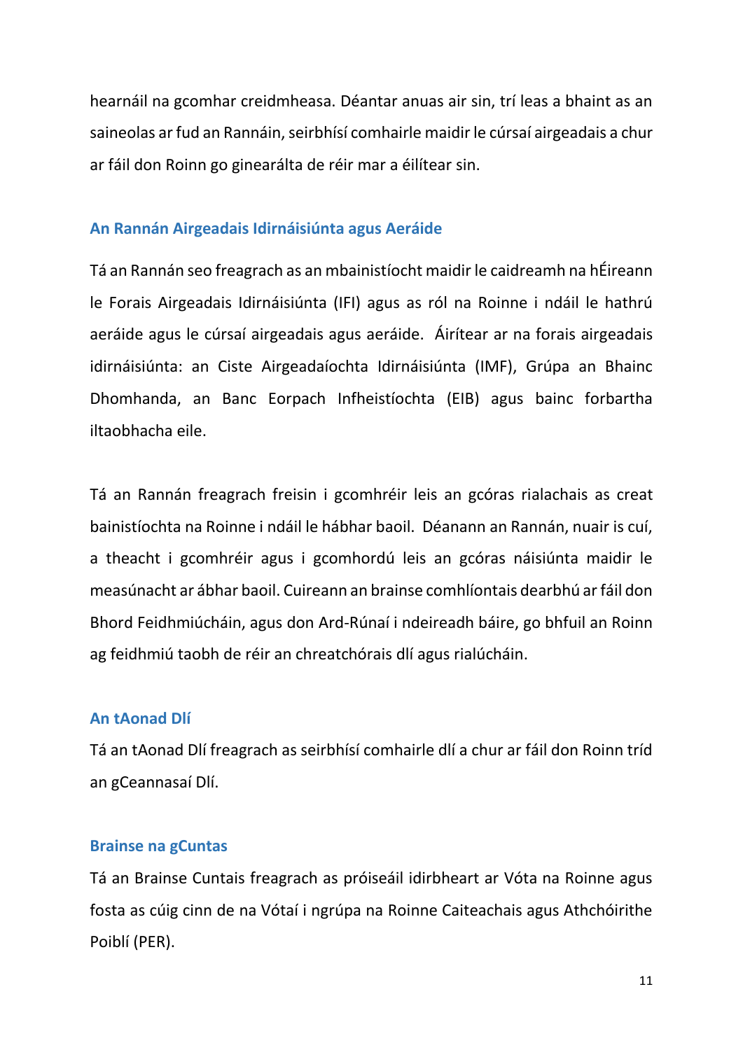hearnáil na gcomhar creidmheasa. Déantar anuas air sin, trí leas a bhaint as an saineolas ar fud an Rannáin, seirbhísí comhairle maidir le cúrsaí airgeadais a chur ar fáil don Roinn go ginearálta de réir mar a éilítear sin.

### An Rannán Airgeadais Idirnáisiúnta agus Aeráide

Tá an Rannán seo freagrach as an mbainistíocht maidir le caidreamh na hÉireann le Forais Airgeadais Idirnáisiúnta (IFI) agus as ról na Roinne i ndáil le hathrú aeráide agus le cúrsaí airgeadais agus aeráide. Áirítear ar na forais airgeadais idirnáisiúnta: an Ciste Airgeadaíochta Idirnáisiúnta (IMF), Grúpa an Bhainc Dhomhanda, an Banc Eorpach Infheistíochta (EIB) agus bainc forbartha iltaobhacha eile.

Tá an Rannán freagrach freisin i gcomhréir leis an gcóras rialachais as creat bainistíochta na Roinne i ndáil le hábhar baoil. Déanann an Rannán, nuair is cuí, a theacht i gcomhréir agus i gcomhordú leis an gcóras náisiúnta maidir le measúnacht ar ábhar baoil. Cuireann an brainse comhlíontais dearbhú ar fáil don Bhord Feidhmiúcháin, agus don Ard-Rúnaí i ndeireadh báire, go bhfuil an Roinn ag feidhmiú taobh de réir an chreatchórais dlí agus rialúcháin.

### An tAonad Dlí

Tá an tAonad Dlí freagrach as seirbhísí comhairle dlí a chur ar fáil don Roinn tríd an gCeannasaí Dlí.

### Brainse na gCuntas

Tá an Brainse Cuntais freagrach as próiseáil idirbheart ar Vóta na Roinne agus fosta as cúig cinn de na Vótaí i ngrúpa na Roinne Caiteachais agus Athchóirithe Poiblí (PER).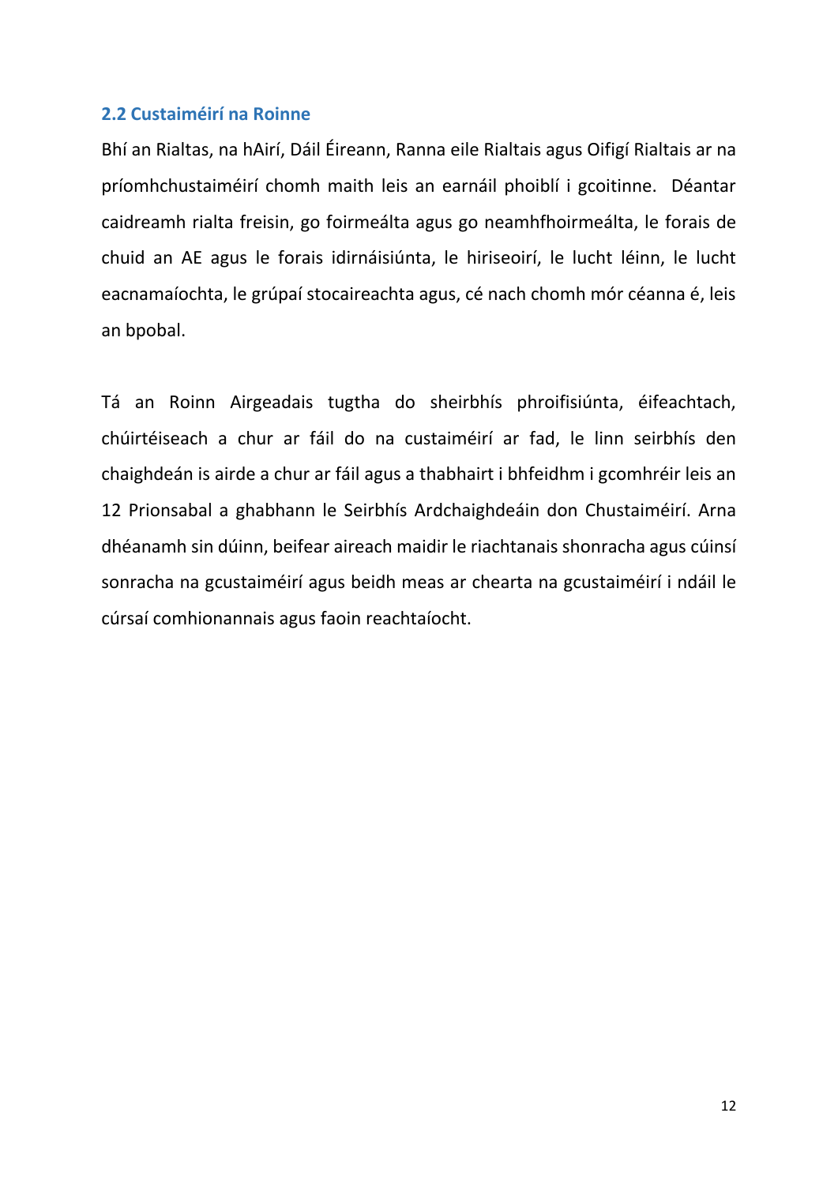## 2.2 Custaiméirí na Roinne

Bhí an Rialtas, na hAirí, Dáil Éireann, Ranna eile Rialtais agus Oifigí Rialtais ar na príomhchustaiméirí chomh maith leis an earnáil phoiblí i gcoitinne. Déantar caidreamh rialta freisin, go foirmeálta agus go neamhfhoirmeálta, le forais de chuid an AE agus le forais idirnáisiúnta, le hiriseoirí, le lucht léinn, le lucht eacnamaíochta, le grúpaí stocaireachta agus, cé nach chomh mór céanna é, leis an bpobal.

Tá an Roinn Airgeadais tugtha do sheirbhís phroifisiúnta, éifeachtach, chúirtéiseach a chur ar fáil do na custaiméirí ar fad, le linn seirbhís den chaighdeán is airde a chur ar fáil agus a thabhairt i bhfeidhm i gcomhréir leis an 12 Prionsabal a ghabhann le Seirbhís Ardchaighdeáin don Chustaiméirí. Arna dhéanamh sin dúinn, beifear aireach maidir le riachtanais shonracha agus cúinsí sonracha na gcustaiméirí agus beidh meas ar chearta na gcustaiméirí i ndáil le cúrsaí comhionannais agus faoin reachtaíocht.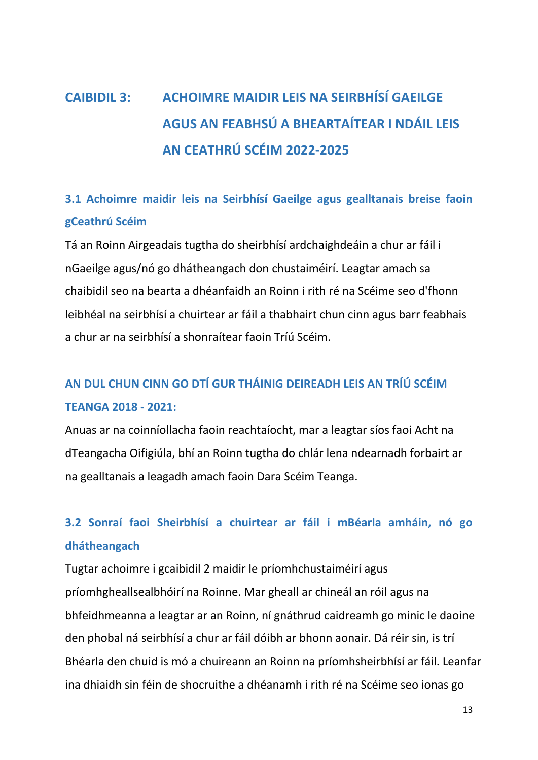# CAIBIDIL 3: ACHOIMRE MAIDIR LEIS NA SEIRBHÍSÍ GAEILGE AGUS AN FEABHSÚ A BHEARTAÍTEAR I NDÁIL LEIS AN CEATHRÚ SCÉIM 2022-2025

## 3.1 Achoimre maidir leis na Seirbhísí Gaeilge agus gealltanais breise faoin gCeathrú Scéim

Tá an Roinn Airgeadais tugtha do sheirbhísí ardchaighdeáin a chur ar fáil i nGaeilge agus/nó go dhátheangach don chustaiméirí. Leagtar amach sa chaibidil seo na bearta a dhéanfaidh an Roinn i rith ré na Scéime seo d'fhonn leibhéal na seirbhísí a chuirtear ar fáil a thabhairt chun cinn agus barr feabhais a chur ar na seirbhísí a shonraítear faoin Tríú Scéim.

### AN DUL CHUN CINN GO DTÍ GUR THÁINIG DEIREADH LEIS AN TRÍÚ SCÉIM TEANGA 2018 - 2021:

Anuas ar na coinníollacha faoin reachtaíocht, mar a leagtar síos faoi Acht na dTeangacha Oifigiúla, bhí an Roinn tugtha do chlár lena ndearnadh forbairt ar na gealltanais a leagadh amach faoin Dara Scéim Teanga.

## 3.2 Sonraí faoi Sheirbhísí a chuirtear ar fáil i mBéarla amháin, nó go dhátheangach

Tugtar achoimre i gcaibidil 2 maidir le príomhchustaiméirí agus príomhgheallsealbhóirí na Roinne. Mar gheall ar chineál an róil agus na bhfeidhmeanna a leagtar ar an Roinn, ní gnáthrud caidreamh go minic le daoine den phobal ná seirbhísí a chur ar fáil dóibh ar bhonn aonair. Dá réir sin, is trí Bhéarla den chuid is mó a chuireann an Roinn na príomhsheirbhísí ar fáil. Leanfar ina dhiaidh sin féin de shocruithe a dhéanamh i rith ré na Scéime seo ionas go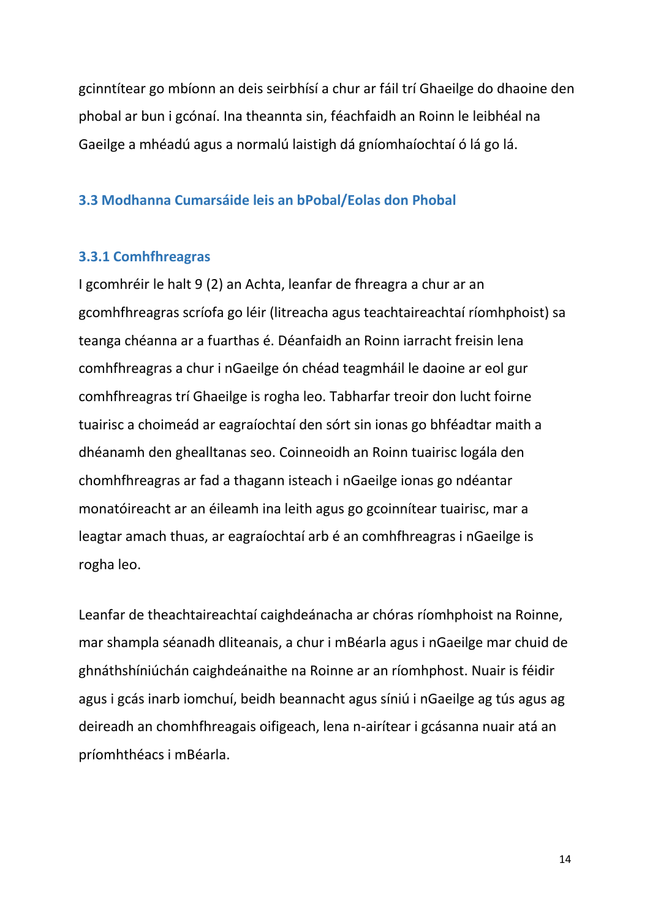gcinntítear go mbíonn an deis seirbhísí a chur ar fáil trí Ghaeilge do dhaoine den phobal ar bun i gcónaí. Ina theannta sin, féachfaidh an Roinn le leibhéal na Gaeilge a mhéadú agus a normalú laistigh dá gníomhaíochtaí ó lá go lá.

## 3.3 Modhanna Cumarsáide leis an bPobal/Eolas don Phobal

### 3.3.1 Comhfhreagras

I gcomhréir le halt 9 (2) an Achta, leanfar de fhreagra a chur ar an gcomhfhreagras scríofa go léir (litreacha agus teachtaireachtaí ríomhphoist) sa teanga chéanna ar a fuarthas é. Déanfaidh an Roinn iarracht freisin lena comhfhreagras a chur i nGaeilge ón chéad teagmháil le daoine ar eol gur comhfhreagras trí Ghaeilge is rogha leo. Tabharfar treoir don lucht foirne tuairisc a choimeád ar eagraíochtaí den sórt sin ionas go bhféadtar maith a dhéanamh den ghealltanas seo. Coinneoidh an Roinn tuairisc logála den chomhfhreagras ar fad a thagann isteach i nGaeilge ionas go ndéantar monatóireacht ar an éileamh ina leith agus go gcoinnítear tuairisc, mar a leagtar amach thuas, ar eagraíochtaí arb é an comhfhreagras i nGaeilge is rogha leo.

Leanfar de theachtaireachtaí caighdeánacha ar chóras ríomhphoist na Roinne, mar shampla séanadh dliteanais, a chur i mBéarla agus i nGaeilge mar chuid de ghnáthshíniúchán caighdeánaithe na Roinne ar an ríomhphost. Nuair is féidir agus i gcás inarb iomchuí, beidh beannacht agus síniú i nGaeilge ag tús agus ag deireadh an chomhfhreagrais oifigeach, lena n-airítear i gcásanna nuair atá an príomhthéacs i mBéarla.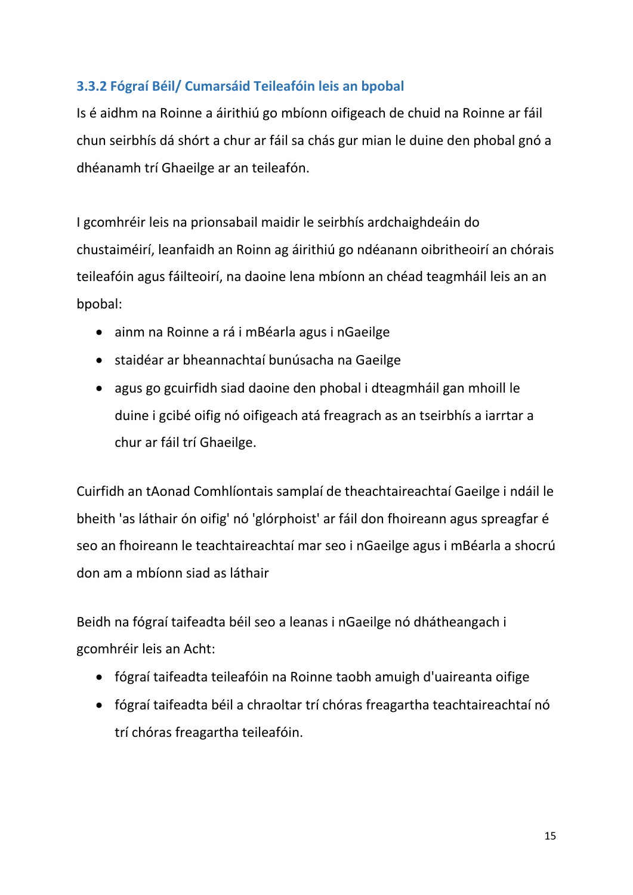### 3.3.2 Fógraí Béil/ Cumarsáid Teileafóin leis an bpobal

Is é aidhm na Roinne a áirithiú go mbíonn oifigeach de chuid na Roinne ar fáil chun seirbhís dá shórt a chur ar fáil sa chás gur mian le duine den phobal gnó a dhéanamh trí Ghaeilge ar an teileafón.

I gcomhréir leis na prionsabail maidir le seirbhís ardchaighdeáin do chustaiméirí, leanfaidh an Roinn ag áirithiú go ndéanann oibritheoirí an chórais teileafóin agus fáilteoirí, na daoine lena mbíonn an chéad teagmháil leis an an bpobal:

- ainm na Roinne a rá i mBéarla agus i nGaeilge
- staidéar ar bheannachtaí bunúsacha na Gaeilge
- agus go gcuirfidh siad daoine den phobal i dteagmháil gan mhoill le duine i gcibé oifig nó oifigeach atá freagrach as an tseirbhís a iarrtar a chur ar fáil trí Ghaeilge.

Cuirfidh an tAonad Comhlíontais samplaí de theachtaireachtaí Gaeilge i ndáil le bheith 'as láthair ón oifig' nó 'glórphoist' ar fáil don fhoireann agus spreagfar é seo an fhoireann le teachtaireachtaí mar seo i nGaeilge agus i mBéarla a shocrú don am a mbíonn siad as láthair

Beidh na fógraí taifeadta béil seo a leanas i nGaeilge nó dhátheangach i gcomhréir leis an Acht:

- fógraí taifeadta teileafóin na Roinne taobh amuigh d'uaireanta oifige
- fógraí taifeadta béil a chraoltar trí chóras freagartha teachtaireachtaí nó trí chóras freagartha teileafóin.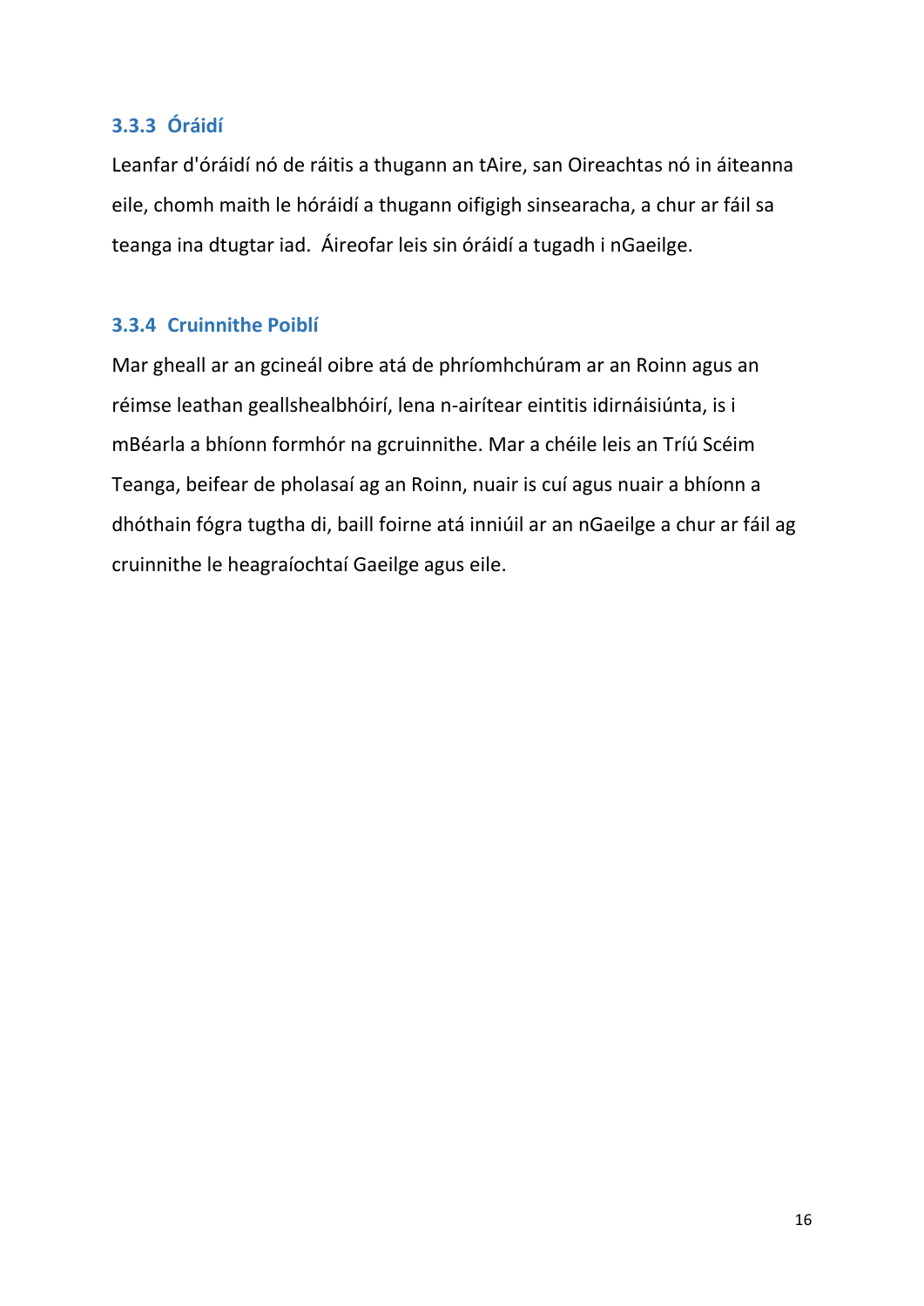### 3.3.3 Óráidí

Leanfar d'óráidí nó de ráitis a thugann an tAire, san Oireachtas nó in áiteanna eile, chomh maith le hóráidí a thugann oifigigh sinsearacha, a chur ar fáil sa teanga ina dtugtar iad. Áireofar leis sin óráidí a tugadh i nGaeilge.

### 3.3.4 Cruinnithe Poiblí

Mar gheall ar an gcineál oibre atá de phríomhchúram ar an Roinn agus an réimse leathan geallshealbhóirí, lena n-airítear eintitis idirnáisiúnta, is i mBéarla a bhíonn formhór na gcruinnithe. Mar a chéile leis an Tríú Scéim Teanga, beifear de pholasaí ag an Roinn, nuair is cuí agus nuair a bhíonn a dhóthain fógra tugtha di, baill foirne atá inniúil ar an nGaeilge a chur ar fáil ag cruinnithe le heagraíochtaí Gaeilge agus eile.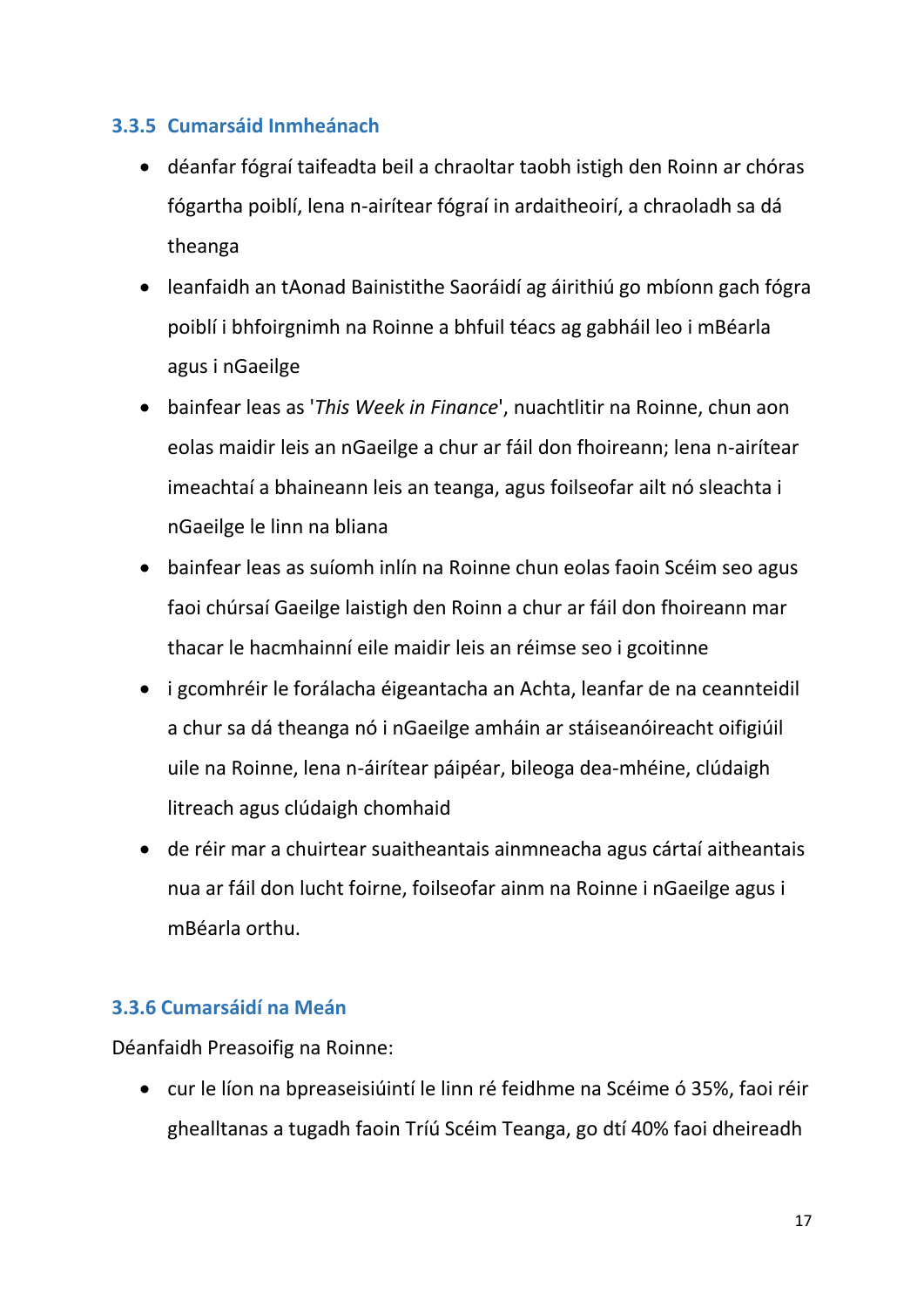### 3.3.5 Cumarsáid Inmheánach

- déanfar fógraí taifeadta beil a chraoltar taobh istigh den Roinn ar chóras fógartha poiblí, lena n-airítear fógraí in ardaitheoirí, a chraoladh sa dá theanga
- leanfaidh an tAonad Bainistithe Saoráidí ag áirithiú go mbíonn gach fógra poiblí i bhfoirgnimh na Roinne a bhfuil téacs ag gabháil leo i mBéarla agus i nGaeilge
- bainfear leas as '*This Week in Finance*', nuachtlitir na Roinne, chun aon eolas maidir leis an nGaeilge a chur ar fáil don fhoireann; lena n-airítear imeachtaí a bhaineann leis an teanga, agus foilseofar ailt nó sleachta i nGaeilge le linn na bliana
- bainfear leas as suíomh inlín na Roinne chun eolas faoin Scéim seo agus faoi chúrsaí Gaeilge laistigh den Roinn a chur ar fáil don fhoireann mar thacar le hacmhainní eile maidir leis an réimse seo i gcoitinne
- i gcomhréir le forálacha éigeantacha an Achta, leanfar de na ceannteidil a chur sa dá theanga nó i nGaeilge amháin ar stáiseanóireacht oifigiúil uile na Roinne, lena n-áirítear páipéar, bileoga dea-mhéine, clúdaigh litreach agus clúdaigh chomhaid
- de réir mar a chuirtear suaitheantais ainmneacha agus cártaí aitheantais nua ar fáil don lucht foirne, foilseofar ainm na Roinne i nGaeilge agus i mBéarla orthu.

### 3.3.6 Cumarsáidí na Meán

Déanfaidh Preasoifig na Roinne:

- cur le líon na bpreaseisiúintí le linn ré feidhme na Scéime ó 35%, faoi réir ghealltanas a tugadh faoin Tríú Scéim Teanga, go dtí 40% faoi dheireadh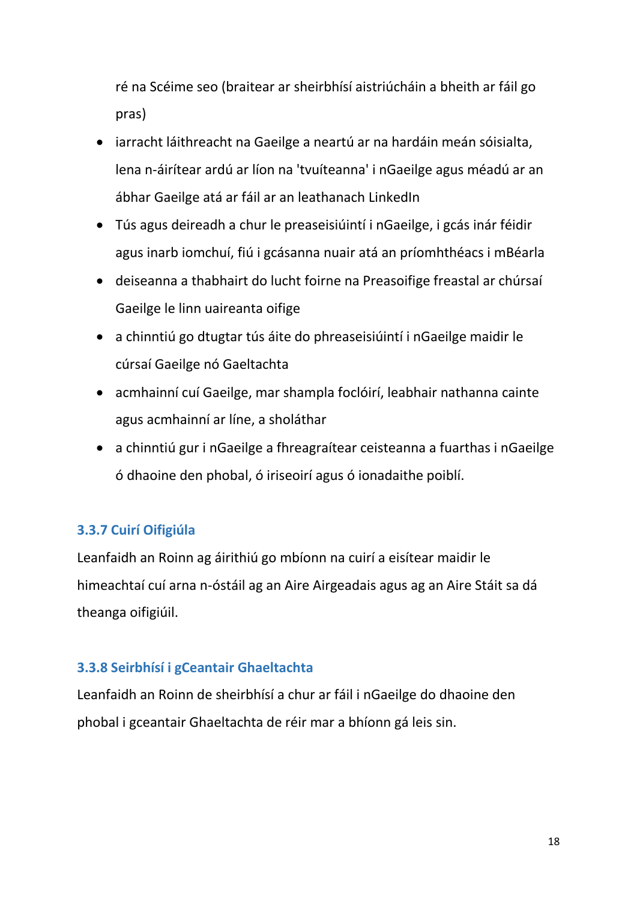ré na Scéime seo (braitear ar sheirbhísí aistriúcháin a bheith ar fáil go pras)

- iarracht láithreacht na Gaeilge a neartú ar na hardáin meán sóisialta, lena n-áirítear ardú ar líon na 'tvuíteanna' i nGaeilge agus méadú ar an ábhar Gaeilge atá ar fáil ar an leathanach LinkedIn
- Tús agus deireadh a chur le preaseisiúintí i nGaeilge, i gcás inár féidir agus inarb iomchuí, fiú i gcásanna nuair atá an príomhthéacs i mBéarla
- deiseanna a thabhairt do lucht foirne na Preasoifige freastal ar chúrsaí Gaeilge le linn uaireanta oifige
- a chinntiú go dtugtar tús áite do phreaseisiúintí i nGaeilge maidir le cúrsaí Gaeilge nó Gaeltachta
- acmhainní cuí Gaeilge, mar shampla foclóirí, leabhair nathanna cainte agus acmhainní ar líne, a sholáthar
- a chinntiú gur i nGaeilge a fhreagraítear ceisteanna a fuarthas i nGaeilge ó dhaoine den phobal, ó iriseoirí agus ó ionadaithe poiblí.

### 3.3.7 Cuirí Oifigiúla

Leanfaidh an Roinn ag áirithiú go mbíonn na cuirí a eisítear maidir le himeachtaí cuí arna n-óstáil ag an Aire Airgeadais agus ag an Aire Stáit sa dá theanga oifigiúil.

### 3.3.8 Seirbhísí i gCeantair Ghaeltachta

Leanfaidh an Roinn de sheirbhísí a chur ar fáil i nGaeilge do dhaoine den phobal i gceantair Ghaeltachta de réir mar a bhíonn gá leis sin.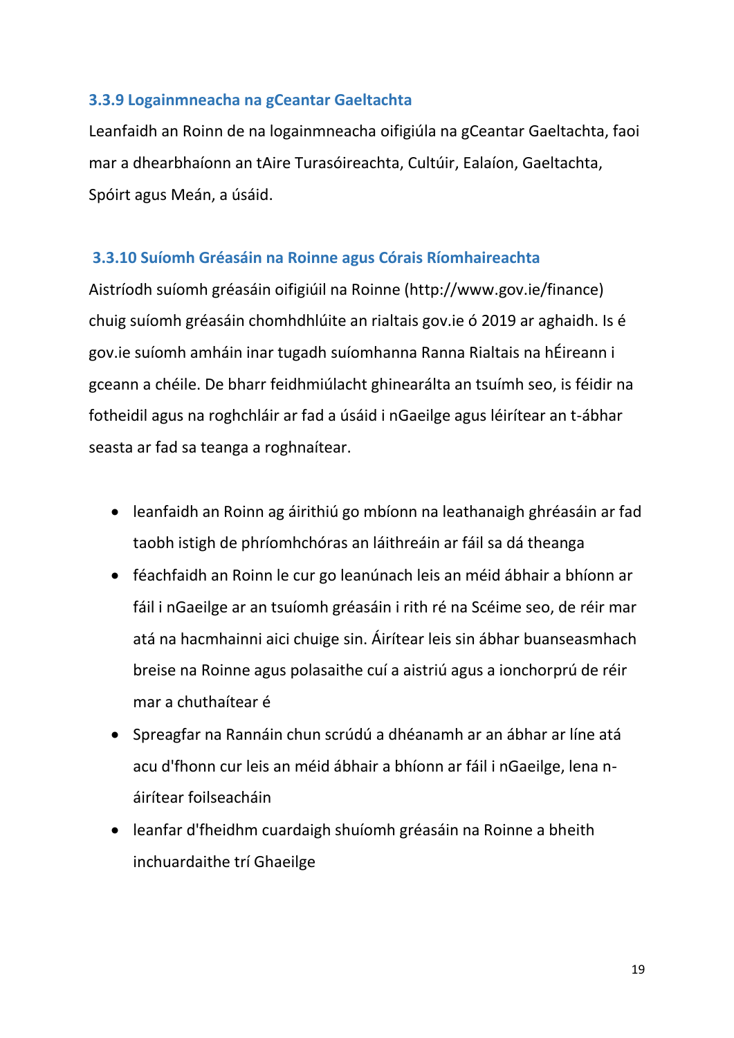### 3.3.9 Logainmneacha na gCeantar Gaeltachta

Leanfaidh an Roinn de na logainmneacha oifigiúla na gCeantar Gaeltachta, faoi mar a dhearbhaíonn an tAire Turasóireachta, Cultúir, Ealaíon, Gaeltachta, Spóirt agus Meán, a úsáid.

### 3.3.10 Suíomh Gréasáin na Roinne agus Córais Ríomhaireachta

Aistríodh suíomh gréasáin oifigiúil na Roinne (http://www.gov.ie/finance) chuig suíomh gréasáin chomhdhlúite an rialtais gov.ie ó 2019 ar aghaidh. Is é gov.ie suíomh amháin inar tugadh suíomhanna Ranna Rialtais na hÉireann i gceann a chéile. De bharr feidhmiúlacht ghinearálta an tsuímh seo, is féidir na fotheidil agus na roghchláir ar fad a úsáid i nGaeilge agus léirítear an t-ábhar seasta ar fad sa teanga a roghnaítear.

- leanfaidh an Roinn ag áirithiú go mbíonn na leathanaigh ghréasáin ar fad taobh istigh de phríomhchóras an láithreáin ar fáil sa dá theanga
- féachfaidh an Roinn le cur go leanúnach leis an méid ábhair a bhíonn ar fáil i nGaeilge ar an tsuíomh gréasáin i rith ré na Scéime seo, de réir mar atá na hacmhainni aici chuige sin. Áirítear leis sin ábhar buanseasmhach breise na Roinne agus polasaithe cuí a aistriú agus a ionchorprú de réir mar a chuthaítear é
- Spreagfar na Rannáin chun scrúdú a dhéanamh ar an ábhar ar líne atá acu d'fhonn cur leis an méid ábhair a bhíonn ar fáil i nGaeilge, lena n-áirítear foilseacháin
- leanfar d'fheidhm cuardaigh shuíomh gréasáin na Roinne a bheith inchuardaithe trí Ghaeilge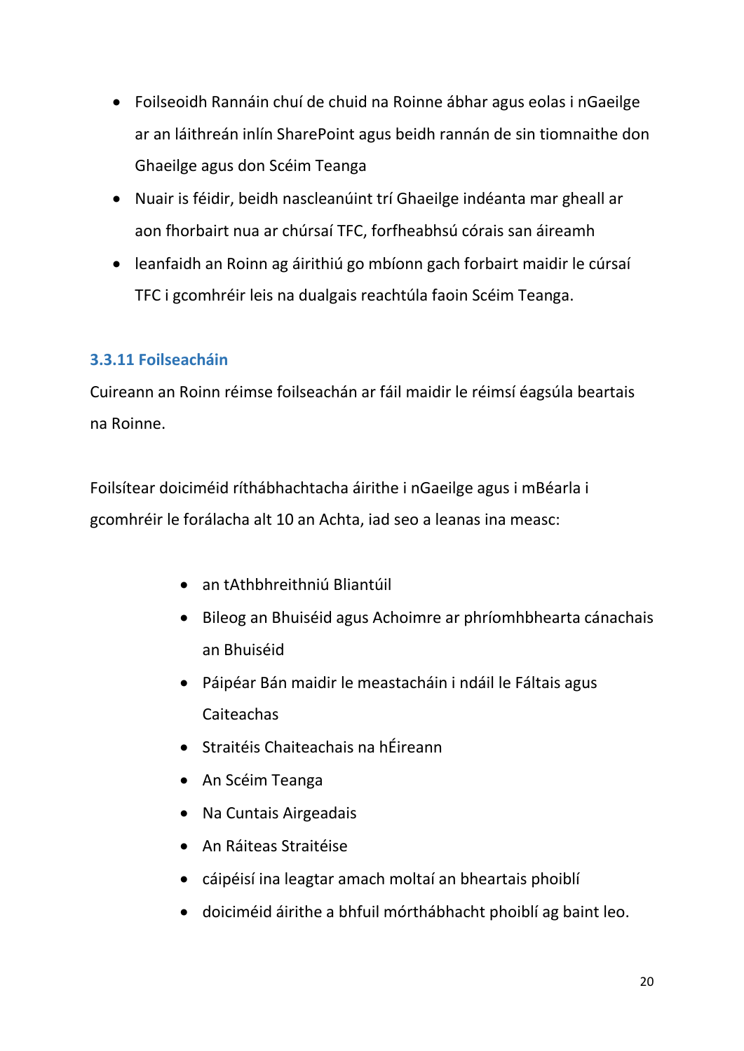- Foilseoidh Rannáin chuí de chuid na Roinne ábhar agus eolas i nGaeilge ar an láithreán inlín SharePoint agus beidh rannán de sin tiomnaithe don Ghaeilge agus don Scéim Teanga
- Nuair is féidir, beidh nascleanúint trí Ghaeilge indéanta mar gheall ar aon fhorbairt nua ar chúrsaí TFC, forfheabhsú córais san áireamh
- leanfaidh an Roinn ag áirithiú go mbíonn gach forbairt maidir le cúrsaí TFC i gcomhréir leis na dualgais reachtúla faoin Scéim Teanga.

### 3.3.11 Foilseacháin

Cuireann an Roinn réimse foilseachán ar fáil maidir le réimsí éagsúla beartais na Roinne.

Foilsítear doiciméid ríthábhachtacha áirithe i nGaeilge agus i mBéarla i gcomhréir le forálacha alt 10 an Achta, iad seo a leanas ina measc:

- an tAthbhreithniú Bliantúil
- Bileog an Bhuiséid agus Achoimre ar phríomhbhearta cánachais an Bhuiséid
- Páipéar Bán maidir le meastacháin i ndáil le Fáltais agus Caiteachas
- Straitéis Chaiteachais na hÉireann
- An Scéim Teanga
- Na Cuntais Airgeadais
- An Ráiteas Straitéise
- cáipéisí ina leagtar amach moltaí an bheartais phoiblí
- doiciméid áirithe a bhfuil mórthábhacht phoiblí ag baint leo.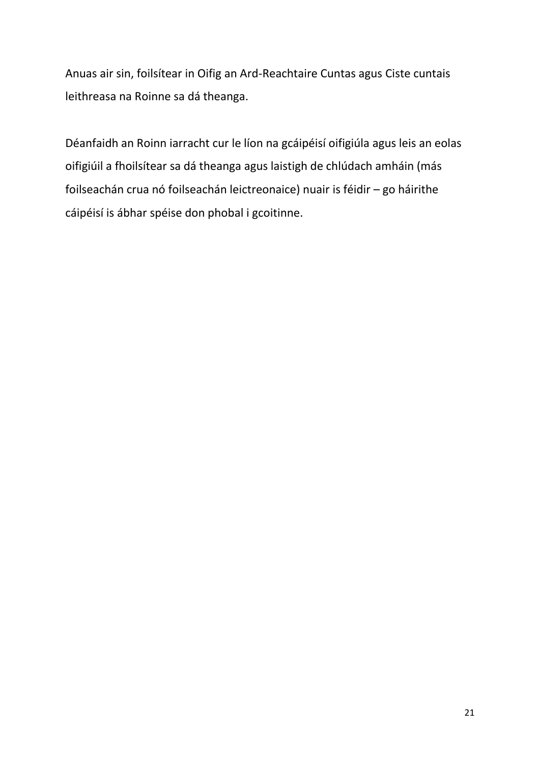Anuas air sin, foilsítear in Oifig an Ard-Reachtaire Cuntas agus Ciste cuntais leithreasa na Roinne sa dá theanga.

Déanfaidh an Roinn iarracht cur le líon na gcáipéisí oifigiúla agus leis an eolas oifigiúil a fhoilsítear sa dá theanga agus laistigh de chlúdach amháin (más foilseachán crua nó foilseachán leictreonaice) nuair is féidir – go háirithe cáipéisí is ábhar spéise don phobal i gcoitinne.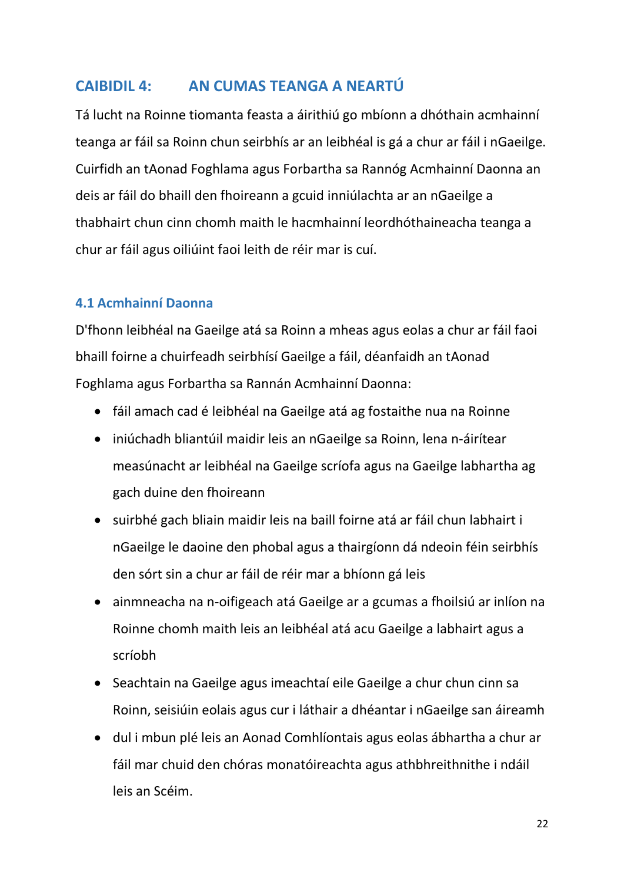# CAIBIDIL 4: AN CUMAS TEANGA A NEARTÚ

Tá lucht na Roinne tiomanta feasta a áirithiú go mbíonn a dhóthain acmhainní teanga ar fáil sa Roinn chun seirbhís ar an leibhéal is gá a chur ar fáil i nGaeilge. Cuirfidh an tAonad Foghlama agus Forbartha sa Rannóg Acmhainní Daonna an deis ar fáil do bhaill den fhoireann a gcuid inniúlachta ar an nGaeilge a thabhairt chun cinn chomh maith le hacmhainní leordhóthaineacha teanga a chur ar fáil agus oiliúint faoi leith de réir mar is cuí.

## 4.1 Acmhainní Daonna

D'fhonn leibhéal na Gaeilge atá sa Roinn a mheas agus eolas a chur ar fáil faoi bhaill foirne a chuirfeadh seirbhísí Gaeilge a fáil, déanfaidh an tAonad Foghlama agus Forbartha sa Rannán Acmhainní Daonna:

- fáil amach cad é leibhéal na Gaeilge atá ag fostaithe nua na Roinne
- iniúchadh bliantúil maidir leis an nGaeilge sa Roinn, lena n-áirítear measúnacht ar leibhéal na Gaeilge scríofa agus na Gaeilge labhartha ag gach duine den fhoireann
- suirbhé gach bliain maidir leis na baill foirne atá ar fáil chun labhairt i nGaeilge le daoine den phobal agus a thairgíonn dá ndeoin féin seirbhís den sórt sin a chur ar fáil de réir mar a bhíonn gá leis
- ainmneacha na n-oifigeach atá Gaeilge ar a gcumas a fhoilsiú ar inlíon na Roinne chomh maith leis an leibhéal atá acu Gaeilge a labhairt agus a scríobh
- Seachtain na Gaeilge agus imeachtaí eile Gaeilge a chur chun cinn sa Roinn, seisiúin eolais agus cur i láthair a dhéantar i nGaeilge san áireamh
- dul i mbun plé leis an Aonad Comhlíontais agus eolas ábhartha a chur ar fáil mar chuid den chóras monatóireachta agus athbhreithnithe i ndáil leis an Scéim.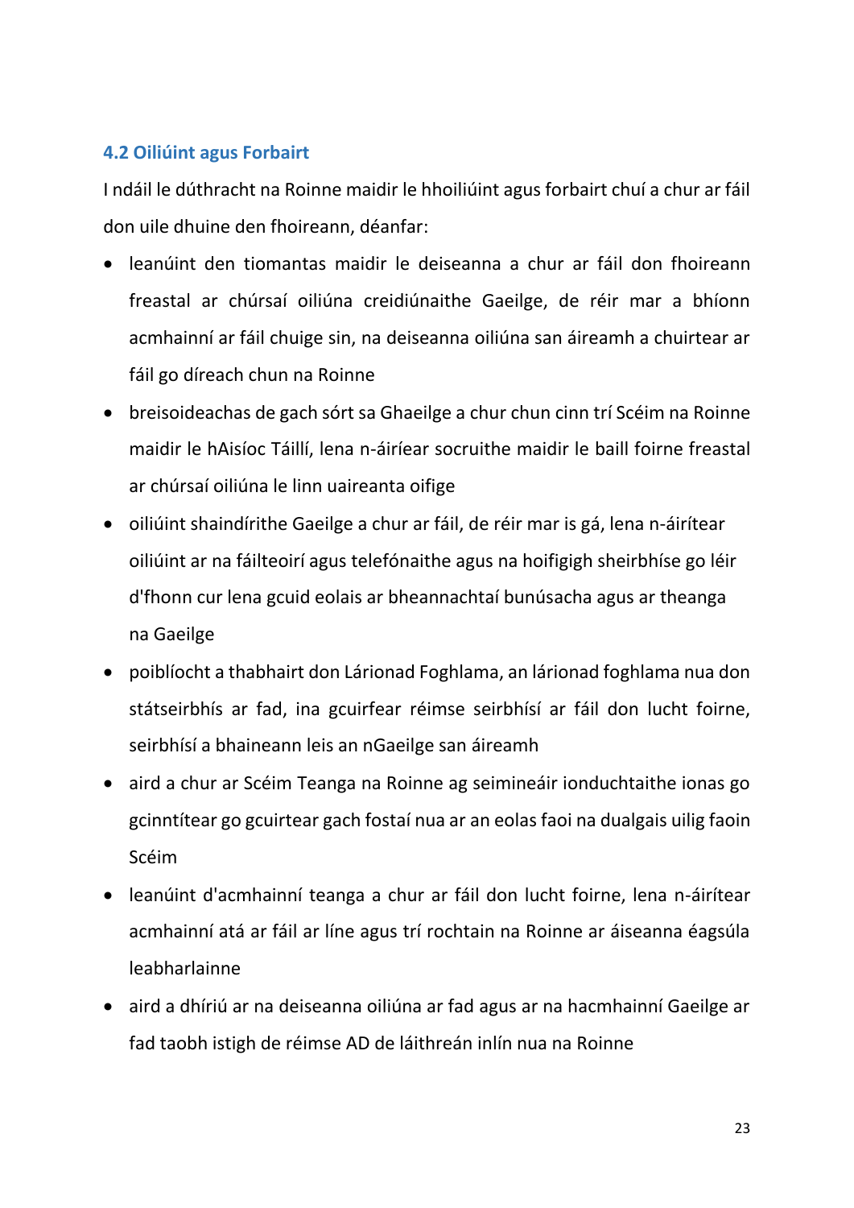### 4.2 Oiliúint agus Forbairt

I ndáil le dúthracht na Roinne maidir le hhoiliúint agus forbairt chuí a chur ar fáil don uile dhuine den fhoireann, déanfar:

- leanúint den tiomantas maidir le deiseanna a chur ar fáil don fhoireann freastal ar chúrsaí oiliúna creidiúnaithe Gaeilge, de réir mar a bhíonn acmhainní ar fáil chuige sin, na deiseanna oiliúna san áireamh a chuirtear ar fáil go díreach chun na Roinne
- breisoideachas de gach sórt sa Ghaeilge a chur chun cinn trí Scéim na Roinne maidir le hAisíoc Táillí, lena n-áiríear socruithe maidir le baill foirne freastal ar chúrsaí oiliúna le linn uaireanta oifige
- oiliúint shaindírithe Gaeilge a chur ar fáil, de réir mar is gá, lena n-áirítear oiliúint ar na fáilteoirí agus telefónaithe agus na hoifigigh sheirbhíse go léir d'fhonn cur lena gcuid eolais ar bheannachtaí bunúsacha agus ar theanga na Gaeilge
- poiblíocht a thabhairt don Lárionad Foghlama, an lárionad foghlama nua don státseirbhís ar fad, ina gcuirfear réimse seirbhísí ar fáil don lucht foirne, seirbhísí a bhaineann leis an nGaeilge san áireamh
- aird a chur ar Scéim Teanga na Roinne ag seimineáir ionduchtaithe ionas go gcinntítear go gcuirtear gach fostaí nua ar an eolas faoi na dualgais uilig faoin Scéim
- leanúint d'acmhainní teanga a chur ar fáil don lucht foirne, lena n-áirítear acmhainní atá ar fáil ar líne agus trí rochtain na Roinne ar áiseanna éagsúla leabharlainne
- aird a dhíriú ar na deiseanna oiliúna ar fad agus ar na hacmhainní Gaeilge ar fad taobh istigh de réimse AD de láithreán inlín nua na Roinne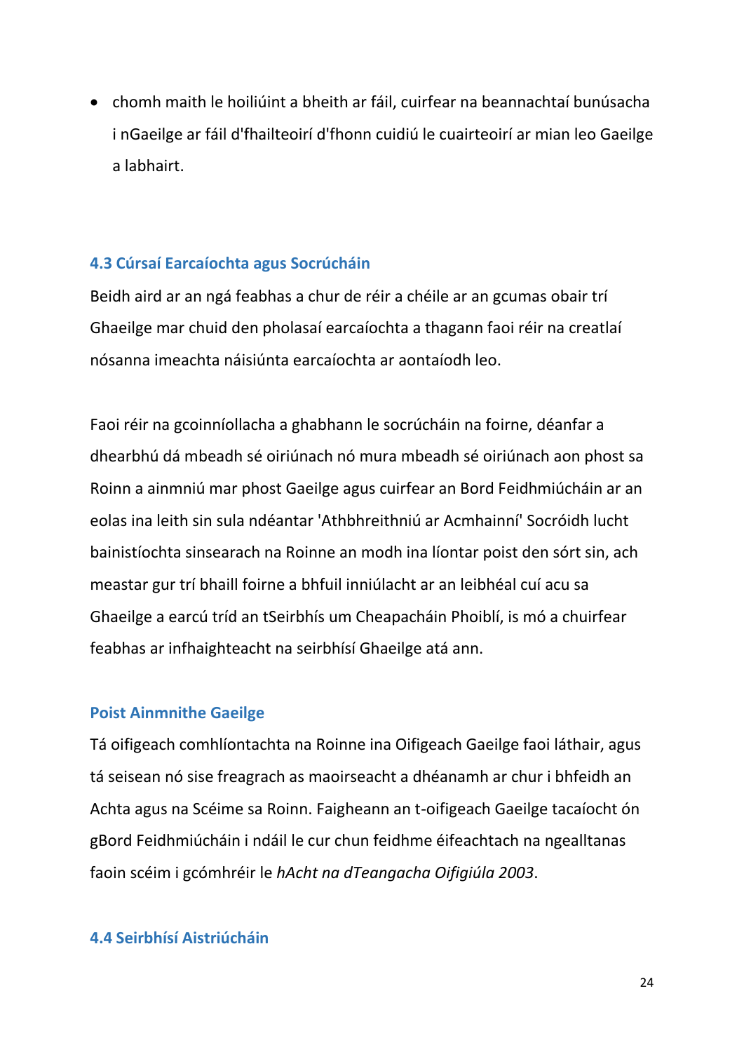- chomh maith le hoiliúint a bheith ar fáil, cuirfear na beannachtaí bunúsacha i nGaeilge ar fáil d'fhailteoirí d'fhonn cuidiú le cuairteoirí ar mian leo Gaeilge a labhairt.

### 4.3 Cúrsaí Earcaíochta agus Socrúcháin

Beidh aird ar an ngá feabhas a chur de réir a chéile ar an gcumas obair trí Ghaeilge mar chuid den pholasaí earcaíochta a thagann faoi réir na creatlaí nósanna imeachta náisiúnta earcaíochta ar aontaíodh leo.

Faoi réir na gcoinníollacha a ghabhann le socrúcháin na foirne, déanfar a dhearbhú dá mbeadh sé oiriúnach nó mura mbeadh sé oiriúnach aon phost sa Roinn a ainmniú mar phost Gaeilge agus cuirfear an Bord Feidhmiúcháin ar an eolas ina leith sin sula ndéantar 'Athbhreithniú ar Acmhainní' Socróidh lucht bainistíochta sinsearach na Roinne an modh ina líontar poist den sórt sin, ach meastar gur trí bhaill foirne a bhfuil inniúlacht ar an leibhéal cuí acu sa Ghaeilge a earcú tríd an tSeirbhís um Cheapacháin Phoiblí, is mó a chuirfear feabhas ar infhaighteacht na seirbhísí Ghaeilge atá ann.

### Poist Ainmnithe Gaeilge

Tá oifigeach comhlíontachta na Roinne ina Oifigeach Gaeilge faoi láthair, agus tá seisean nó sise freagrach as maoirseacht a dhéanamh ar chur i bhfeidh an Achta agus na Scéime sa Roinn. Faigheann an t-oifigeach Gaeilge tacaíocht ón gBord Feidhmiúcháin i ndáil le cur chun feidhme éifeachtach na ngealltanas faoin scéim i gcómhréir le *hAcht na dTeangacha Oifigiúla 2003*.

### 4.4 Seirbhísí Aistriúcháin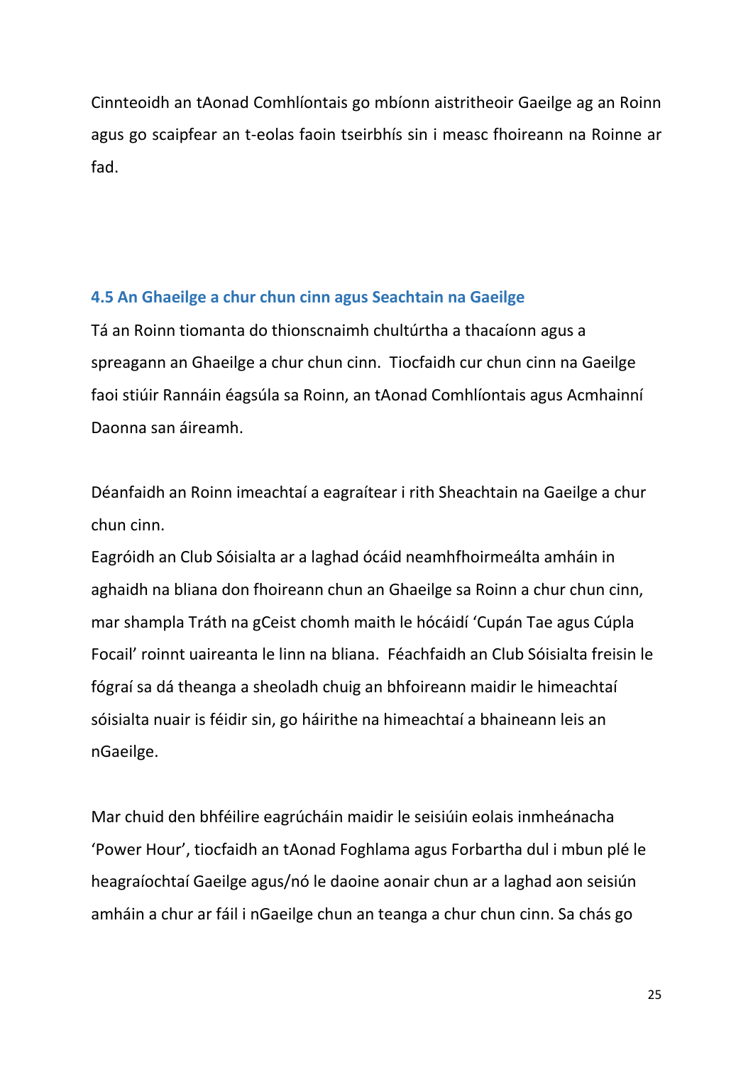Cinnteoidh an tAonad Comhlíontais go mbíonn aistritheoir Gaeilge ag an Roinn agus go scaipfear an t-eolas faoin tseirbhís sin i measc fhoireann na Roinne ar fad.

### 4.5 An Ghaeilge a chur chun cinn agus Seachtain na Gaeilge

Tá an Roinn tiomanta do thionscnaimh chultúrtha a thacaíonn agus a spreagann an Ghaeilge a chur chun cinn. Tiocfaidh cur chun cinn na Gaeilge faoi stiúir Rannáin éagsúla sa Roinn, an tAonad Comhlíontais agus Acmhainní Daonna san áireamh.

Déanfaidh an Roinn imeachtaí a eagraítear i rith Sheachtain na Gaeilge a chur chun cinn.

Eagróidh an Club Sóisialta ar a laghad ócáid neamhfhoirmeálta amháin in aghaidh na bliana don fhoireann chun an Ghaeilge sa Roinn a chur chun cinn, mar shampla Tráth na gCeist chomh maith le hócáidí 'Cupán Tae agus Cúpla Focail' roinnt uaireanta le linn na bliana. Féachfaidh an Club Sóisialta freisin le fógraí sa dá theanga a sheoladh chuig an bhfoireann maidir le himeachtaí sóisialta nuair is féidir sin, go háirithe na himeachtaí a bhaineann leis an nGaeilge.

Mar chuid den bhféilire eagrúcháin maidir le seisiúin eolais inmheánacha 'Power Hour', tiocfaidh an tAonad Foghlama agus Forbartha dul i mbun plé le heagraíochtaí Gaeilge agus/nó le daoine aonair chun ar a laghad aon seisiún amháin a chur ar fáil i nGaeilge chun an teanga a chur chun cinn. Sa chás go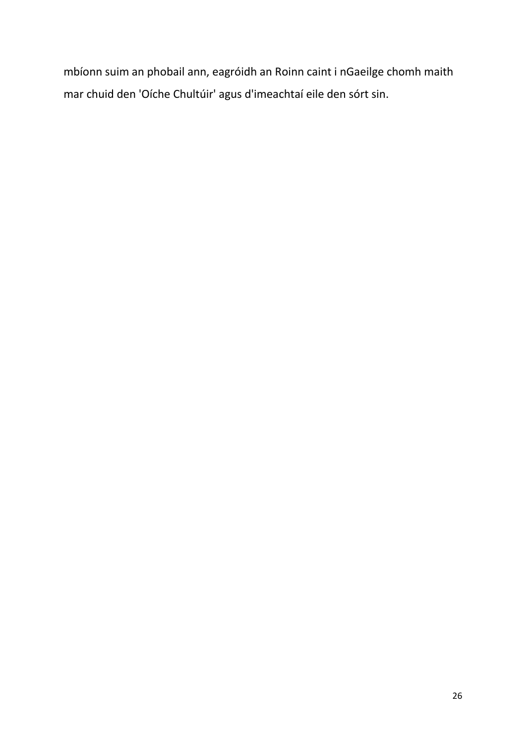mbíonn suim an phobail ann, eagróidh an Roinn caint i nGaeilge chomh maith mar chuid den 'Oíche Chultúir' agus d'imeachtaí eile den sórt sin.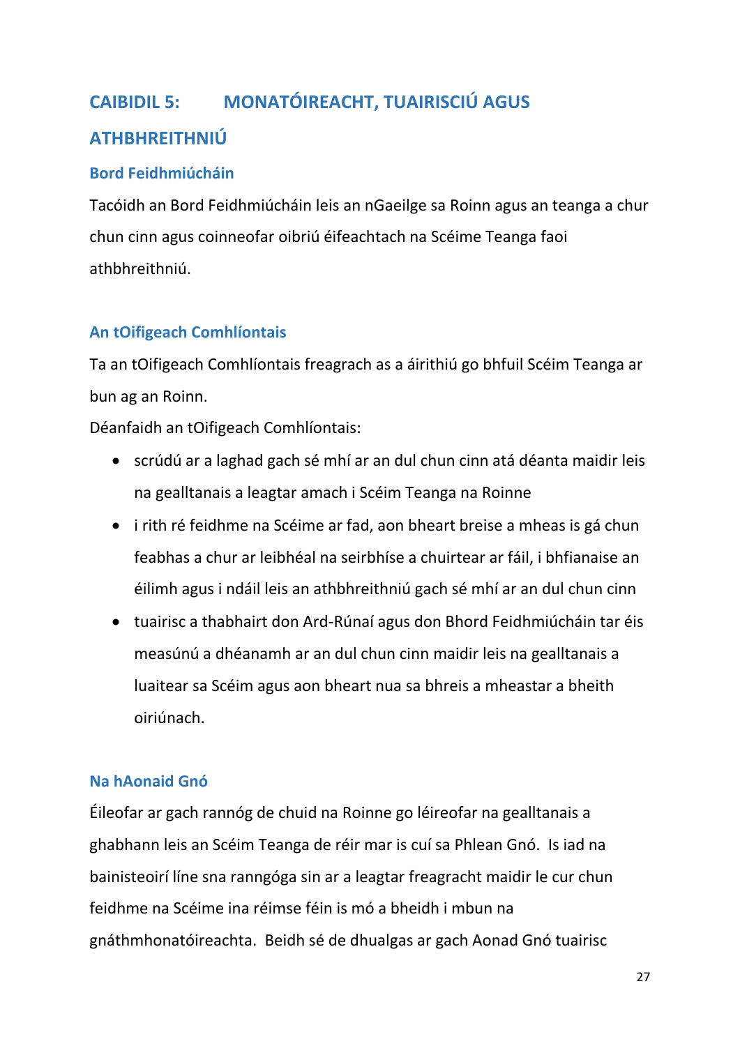# CAIBIDIL 5: MONATÓIREACHT, TUAIRISCIÚ AGUS ATHBHREITHNIÚ

## Bord Feidhmiúcháin

Tacóidh an Bord Feidhmiúcháin leis an nGaeilge sa Roinn agus an teanga a chur chun cinn agus coinneofar oibriú éifeachtach na Scéime Teanga faoi athbhreithniú.

## An tOifigeach Comhlíontais

Ta an tOifigeach Comhlíontais freagrach as a áirithiú go bhfuil Scéim Teanga ar bun ag an Roinn.

Déanfaidh an tOifigeach Comhlíontais:

- scrúdú ar a laghad gach sé mhí ar an dul chun cinn atá déanta maidir leis na gealltanais a leagtar amach i Scéim Teanga na Roinne
- i rith ré feidhme na Scéime ar fad, aon bheart breise a mheas is gá chun feabhas a chur ar leibhéal na seirbhíse a chuirtear ar fáil, i bhfianaise an éilimh agus i ndáil leis an athbhreithniú gach sé mhí ar an dul chun cinn
- tuairisc a thabhairt don Ard-Rúnaí agus don Bhord Feidhmiúcháin tar éis measúnú a dhéanamh ar an dul chun cinn maidir leis na gealltanais a luaitear sa Scéim agus aon bheart nua sa bhreis a mheastar a bheith oiriúnach.

## Na hAonaid Gnó

Éileofar ar gach rannóg de chuid na Roinne go léireofar na gealltanais a ghabhann leis an Scéim Teanga de réir mar is cuí sa Phlean Gnó. Is iad na bainisteoirí líne sna ranngóga sin ar a leagtar freagracht maidir le cur chun feidhme na Scéime ina réimse féin is mó a bheidh i mbun na gnáthmhonatóireachta. Beidh sé de dhualgas ar gach Aonad Gnó tuairisc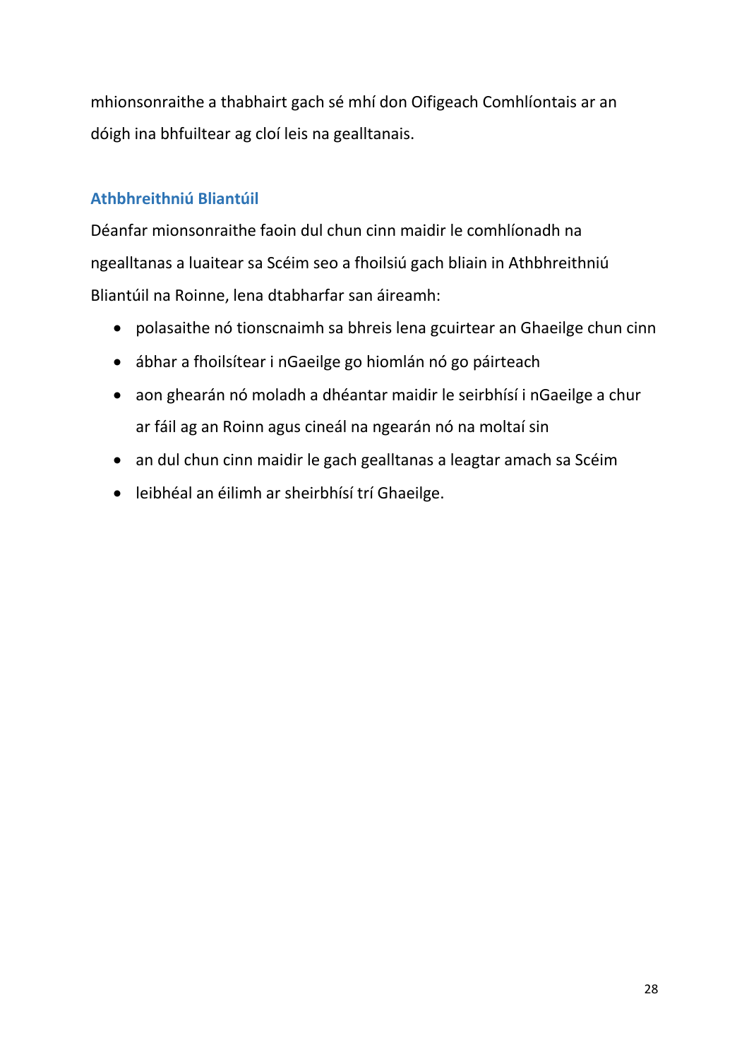mhionsonraithe a thabhairt gach sé mhí don Oifigeach Comhlíontais ar an dóigh ina bhfuiltear ag cloí leis na gealltanais.

### Athbhreithniú Bliantúil

Déanfar mionsonraithe faoin dul chun cinn maidir le comhlíonadh na ngealltanas a luaitear sa Scéim seo a fhoilsiú gach bliain in Athbhreithniú Bliantúil na Roinne, lena dtabharfar san áireamh:

- polasaithe nó tionscnaimh sa bhreis lena gcuirtear an Ghaeilge chun cinn
- ábhar a fhoilsítear i nGaeilge go hiomlán nó go páirteach
- aon ghearán nó moladh a dhéantar maidir le seirbhísí i nGaeilge a chur ar fáil ag an Roinn agus cineál na ngearán nó na moltaí sin
- an dul chun cinn maidir le gach gealltanas a leagtar amach sa Scéim
- leibhéal an éilimh ar sheirbhísí trí Ghaeilge.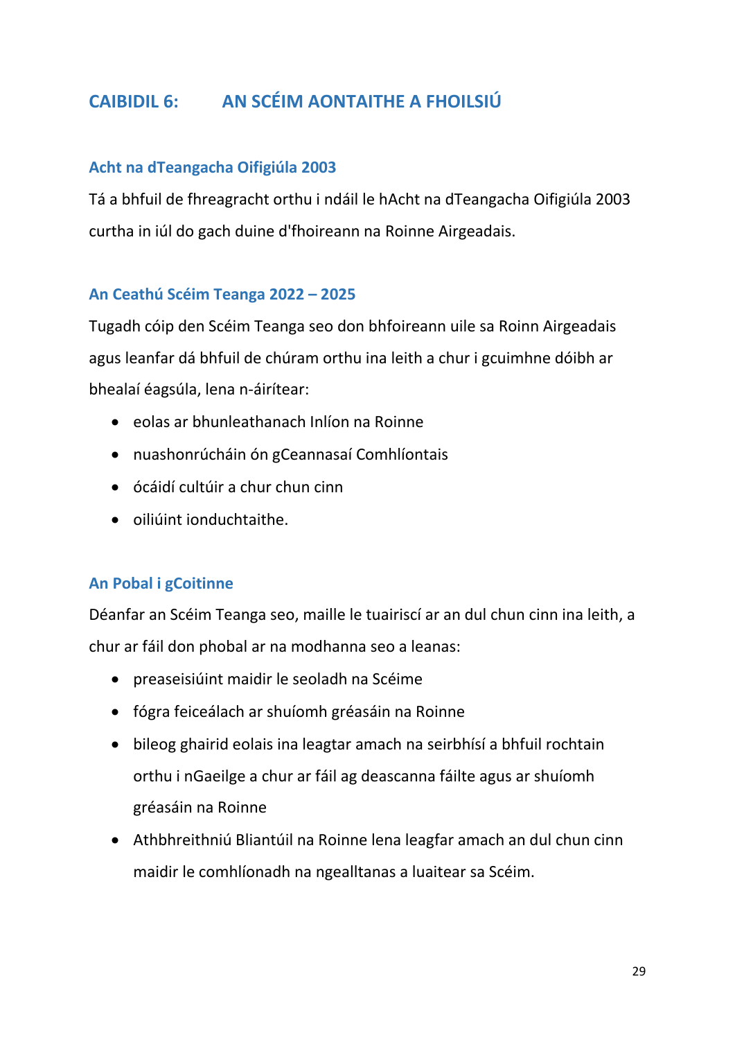# CAIBIDIL 6: AN SCÉIM AONTAITHE A FHOILSIÚ

### Acht na dTeangacha Oifigiúla 2003

Tá a bhfuil de fhreagracht orthu i ndáil le hAcht na dTeangacha Oifigiúla 2003 curtha in iúl do gach duine d'fhoireann na Roinne Airgeadais.

### An Ceathú Scéim Teanga 2022 – 2025

Tugadh cóip den Scéim Teanga seo don bhfoireann uile sa Roinn Airgeadais agus leanfar dá bhfuil de chúram orthu ina leith a chur i gcuimhne dóibh ar bhealaí éagsúla, lena n-áirítear:

- eolas ar bhunleathanach Inlíon na Roinne
- nuashonrúcháin ón gCeannasaí Comhlíontais
- ócáidí cultúir a chur chun cinn
- oiliúint ionduchtaithe.

### An Pobal i gCoitinne

Déanfar an Scéim Teanga seo, maille le tuairiscí ar an dul chun cinn ina leith, a chur ar fáil don phobal ar na modhanna seo a leanas:

- preaseisiúint maidir le seoladh na Scéime
- fógra feiceálach ar shuíomh gréasáin na Roinne
- bileog ghairid eolais ina leagtar amach na seirbhísí a bhfuil rochtain orthu i nGaeilge a chur ar fáil ag deascanna fáilte agus ar shuíomh gréasáin na Roinne
- Athbhreithniú Bliantúil na Roinne lena leagfar amach an dul chun cinn maidir le comhlíonadh na ngealltanas a luaitear sa Scéim.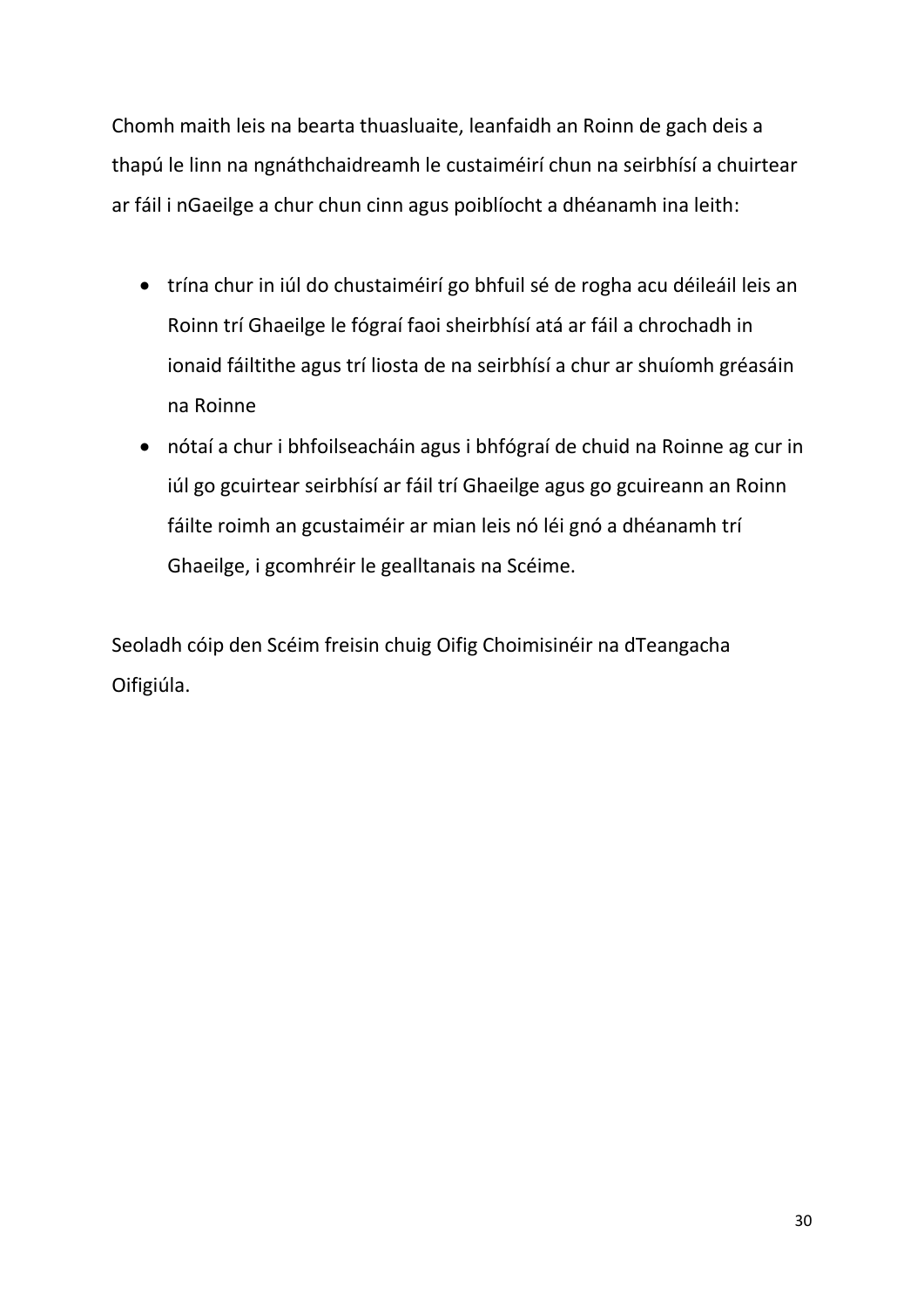Chomh maith leis na bearta thuasluaite, leanfaidh an Roinn de gach deis a thapú le linn na ngnáthchaidreamh le custaiméirí chun na seirbhísí a chuirtear ar fáil i nGaeilge a chur chun cinn agus poiblíocht a dhéanamh ina leith:

- trína chur in iúl do chustaiméirí go bhfuil sé de rogha acu déileáil leis an Roinn trí Ghaeilge le fógraí faoi sheirbhísí atá ar fáil a chrochadh in ionaid fáiltithe agus trí liosta de na seirbhísí a chur ar shuíomh gréasáin na Roinne
- nótaí a chur i bhfoilseacháin agus i bhfógraí de chuid na Roinne ag cur in iúl go gcuirtear seirbhísí ar fáil trí Ghaeilge agus go gcuireann an Roinn fáilte roimh an gcustaiméir ar mian leis nó léi gnó a dhéanamh trí Ghaeilge, i gcomhréir le gealltanais na Scéime.

Seoladh cóip den Scéim freisin chuig Oifig Choimisinéir na dTeangacha Oifigiúla.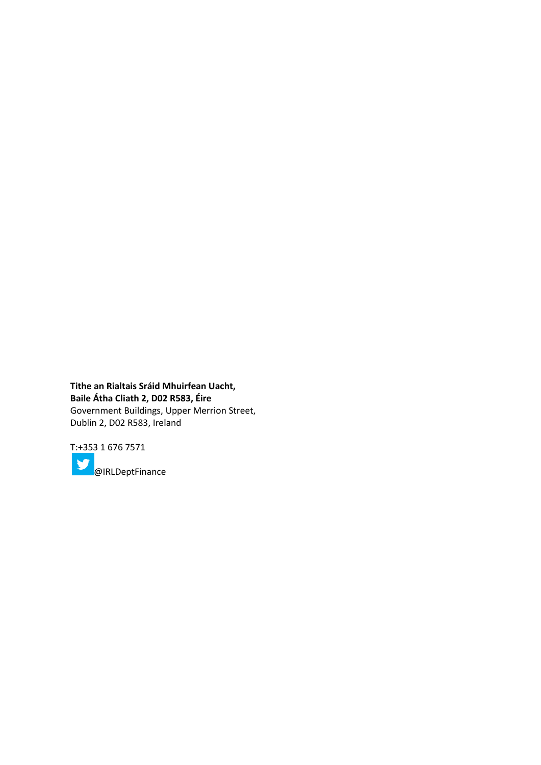**Tithe an Rialtais Sráid Mhuirfean Uacht,**
**Baile Átha Cliath 2, D02 R583, Éire**
Government Buildings, Upper Merrion Street,
Dublin 2, D02 R583, Ireland

T:+353 1 676 7571

@IRLDeptFinance